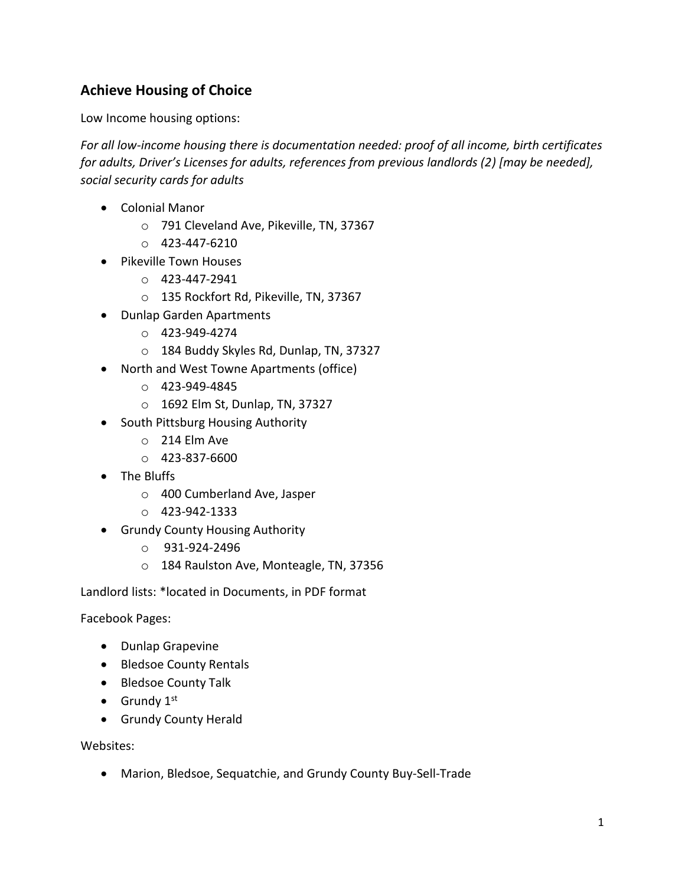## Achieve Housing of Choice

Low Income housing options:

*For all low-income housing there is documentation needed: proof of all income, birth certificates for adults, Driver's Licenses for adults, references from previous landlords (2) [may be needed], social security cards for adults*

- Colonial Manor
  - 791 Cleveland Ave, Pikeville, TN, 37367
  - 423-447-6210
- Pikeville Town Houses
  - 423-447-2941
  - 135 Rockfort Rd, Pikeville, TN, 37367
- Dunlap Garden Apartments
  - 423-949-4274
  - 184 Buddy Skyles Rd, Dunlap, TN, 37327
- North and West Towne Apartments (office)
  - 423-949-4845
  - 1692 Elm St, Dunlap, TN, 37327
- South Pittsburg Housing Authority
  - 214 Elm Ave
  - 423-837-6600
- The Bluffs
  - 400 Cumberland Ave, Jasper
  - 423-942-1333
- Grundy County Housing Authority
  - 931-924-2496
  - 184 Raulston Ave, Monteagle, TN, 37356

Landlord lists: *located in Documents, in PDF format

Facebook Pages:

- Dunlap Grapevine
- Bledsoe County Rentals
- Bledsoe County Talk
- Grundy 1st
- Grundy County Herald

Websites:

- Marion, Bledsoe, Sequatchie, and Grundy County Buy-Sell-Trade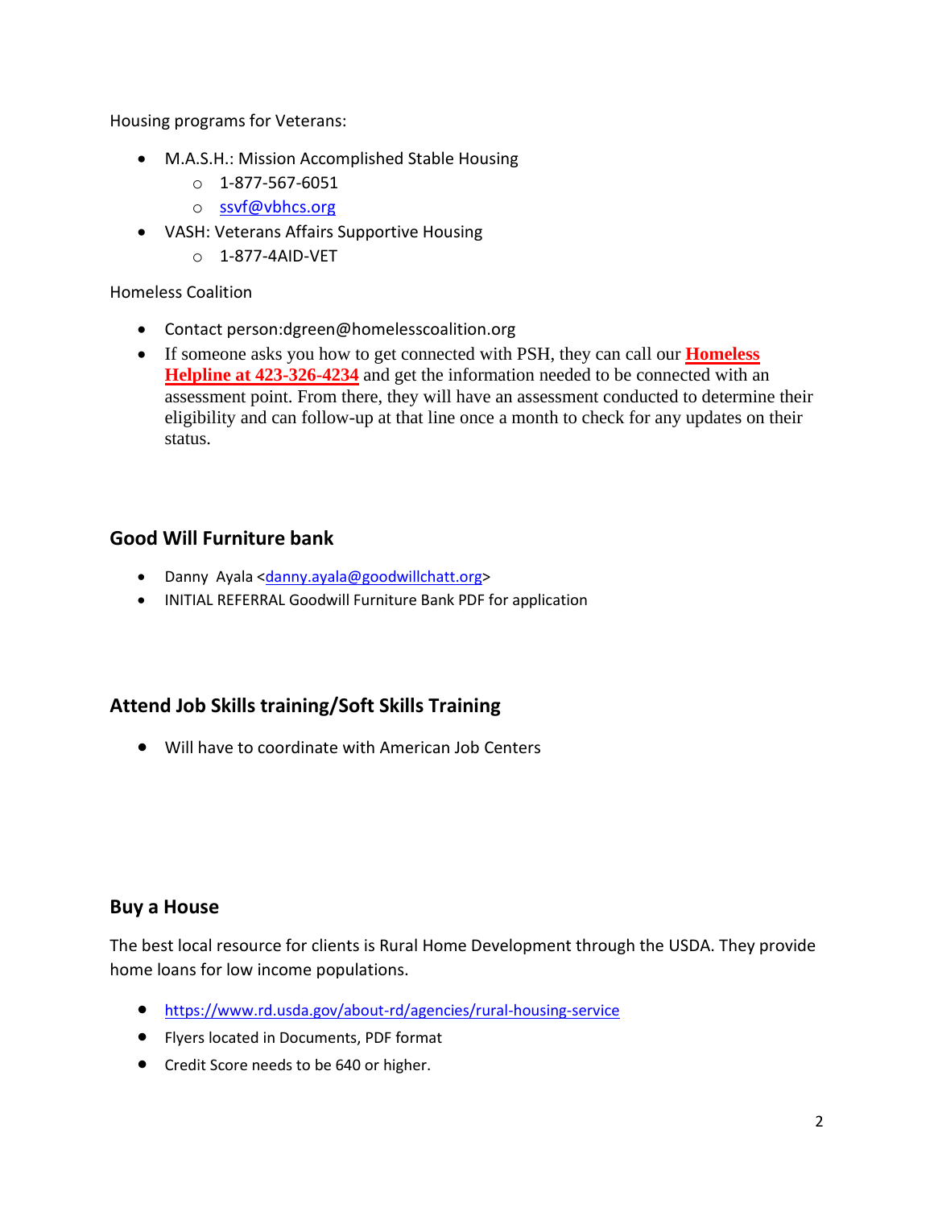Housing programs for Veterans:

- M.A.S.H.: Mission Accomplished Stable Housing
  - 1-877-567-6051
  - ssvf@vbhcs.org
- VASH: Veterans Affairs Supportive Housing
  - 1-877-4AID-VET

Homeless Coalition

- Contact person:dgreen@homelesscoalition.org
- If someone asks you how to get connected with PSH, they can call our **Homeless Helpline at 423-326-4234** and get the information needed to be connected with an assessment point. From there, they will have an assessment conducted to determine their eligibility and can follow-up at that line once a month to check for any updates on their status.

## Good Will Furniture bank

- Danny Ayala <danny.ayala@goodwillchatt.org>
- INITIAL REFERRAL Goodwill Furniture Bank PDF for application

## Attend Job Skills training/Soft Skills Training

- Will have to coordinate with American Job Centers

## Buy a House

The best local resource for clients is Rural Home Development through the USDA. They provide home loans for low income populations.

- https://www.rd.usda.gov/about-rd/agencies/rural-housing-service
- Flyers located in Documents, PDF format
- Credit Score needs to be 640 or higher.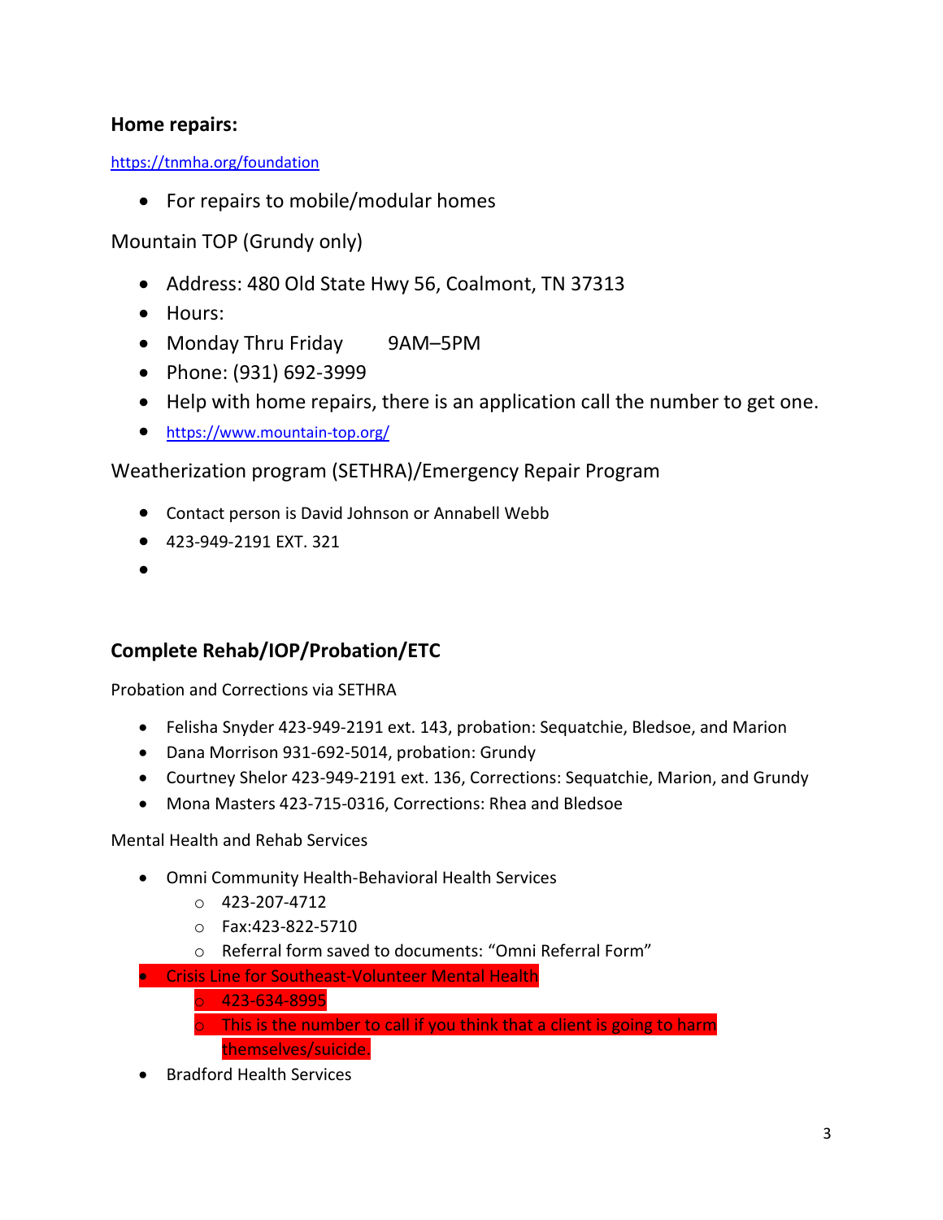**Home repairs:**

https://tnmha.org/foundation

- For repairs to mobile/modular homes

Mountain TOP (Grundy only)

- Address: 480 Old State Hwy 56, Coalmont, TN 37313
- Hours:
- Monday Thru Friday 9AM–5PM
- Phone: (931) 692-3999
- Help with home repairs, there is an application call the number to get one.
- https://www.mountain-top.org/

Weatherization program (SETHRA)/Emergency Repair Program

- Contact person is David Johnson or Annabell Webb
- 423-949-2191 EXT. 321
-

**Complete Rehab/IOP/Probation/ETC**

Probation and Corrections via SETHRA

- Felisha Snyder 423-949-2191 ext. 143, probation: Sequatchie, Bledsoe, and Marion
- Dana Morrison 931-692-5014, probation: Grundy
- Courtney Shelor 423-949-2191 ext. 136, Corrections: Sequatchie, Marion, and Grundy
- Mona Masters 423-715-0316, Corrections: Rhea and Bledsoe

Mental Health and Rehab Services

- Omni Community Health-Behavioral Health Services
  - 423-207-4712
  - Fax:423-822-5710
  - Referral form saved to documents: "Omni Referral Form"
- Crisis Line for Southeast-Volunteer Mental Health
  - 423-634-8995
  - This is the number to call if you think that a client is going to harm themselves/suicide.
- Bradford Health Services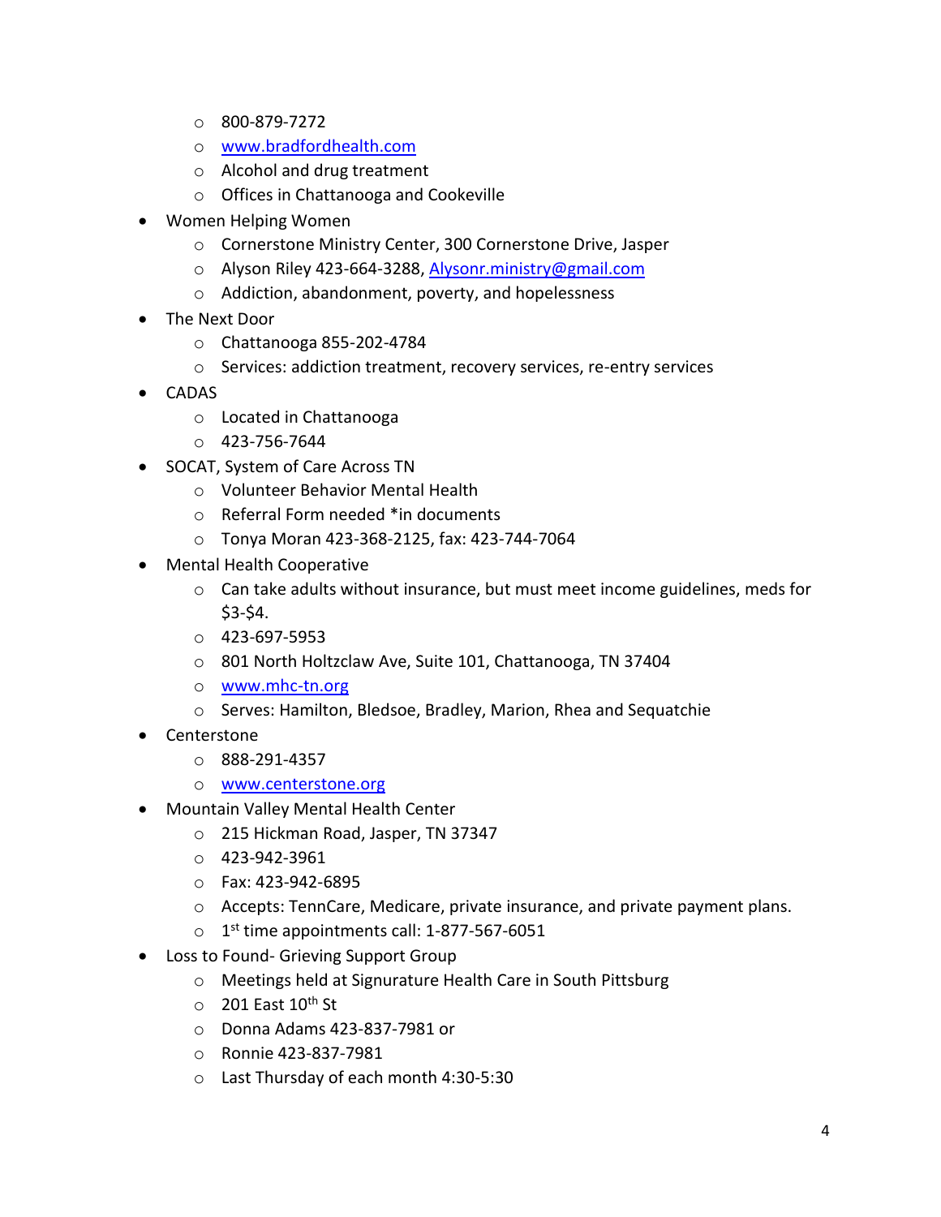- 800-879-7272
    - www.bradfordhealth.com
    - Alcohol and drug treatment
    - Offices in Chattanooga and Cookeville
- Women Helping Women
    - Cornerstone Ministry Center, 300 Cornerstone Drive, Jasper
    - Alyson Riley 423-664-3288, Alysonr.ministry@gmail.com
    - Addiction, abandonment, poverty, and hopelessness
- The Next Door
    - Chattanooga 855-202-4784
    - Services: addiction treatment, recovery services, re-entry services
- CADAS
    - Located in Chattanooga
    - 423-756-7644
- SOCAT, System of Care Across TN
    - Volunteer Behavior Mental Health
    - Referral Form needed *in documents
    - Tonya Moran 423-368-2125, fax: 423-744-7064
- Mental Health Cooperative
    - Can take adults without insurance, but must meet income guidelines, meds for $3-$4.
    - 423-697-5953
    - 801 North Holtzclaw Ave, Suite 101, Chattanooga, TN 37404
    - www.mhc-tn.org
    - Serves: Hamilton, Bledsoe, Bradley, Marion, Rhea and Sequatchie
- Centerstone
    - 888-291-4357
    - www.centerstone.org
- Mountain Valley Mental Health Center
    - 215 Hickman Road, Jasper, TN 37347
    - 423-942-3961
    - Fax: 423-942-6895
    - Accepts: TennCare, Medicare, private insurance, and private payment plans.
    - 1st time appointments call: 1-877-567-6051
- Loss to Found- Grieving Support Group
    - Meetings held at Signurature Health Care in South Pittsburg
    - 201 East 10th St
    - Donna Adams 423-837-7981 or
    - Ronnie 423-837-7981
    - Last Thursday of each month 4:30-5:30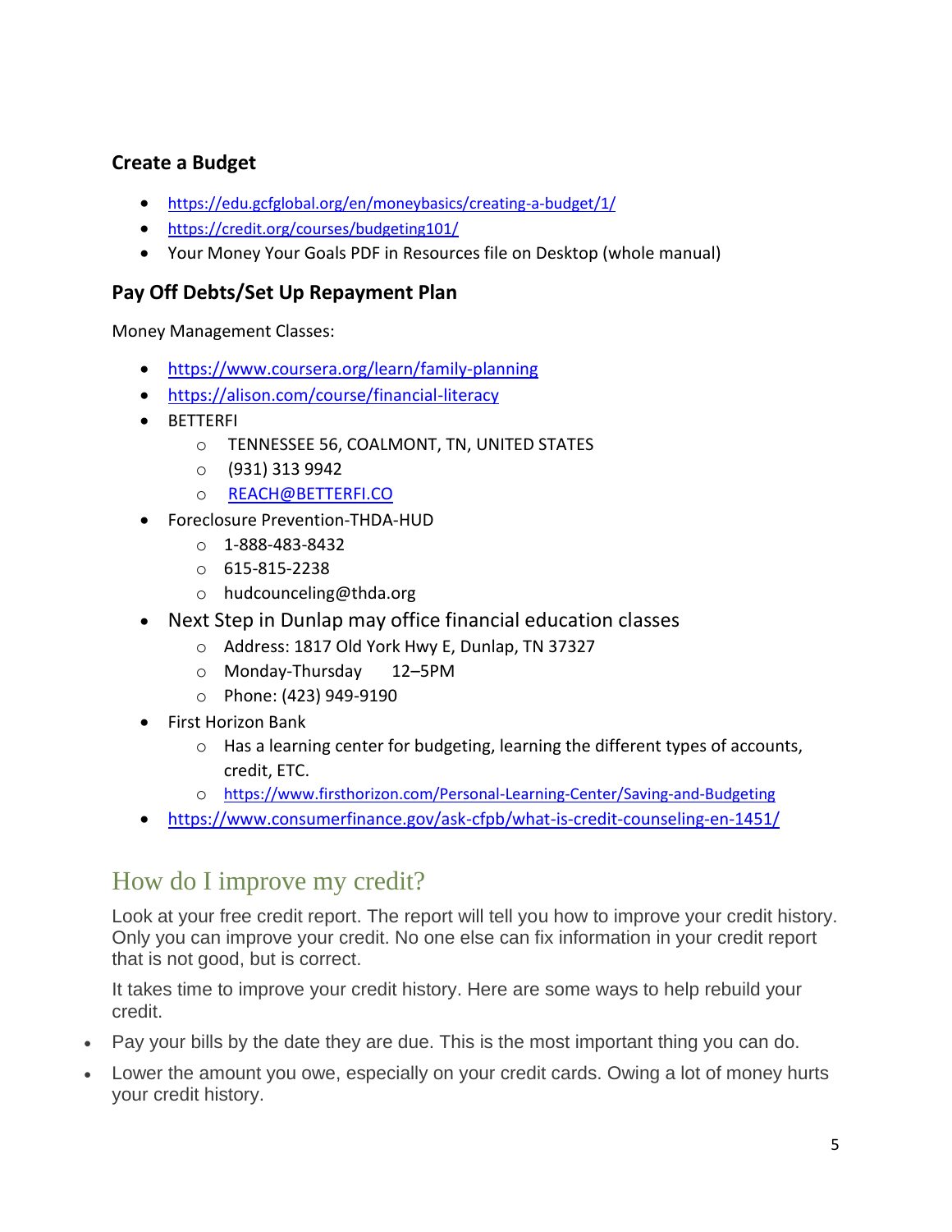### Create a Budget

- https://edu.gcfglobal.org/en/moneybasics/creating-a-budget/1/
- https://credit.org/courses/budgeting101/
- Your Money Your Goals PDF in Resources file on Desktop (whole manual)

### Pay Off Debts/Set Up Repayment Plan

Money Management Classes:

- https://www.coursera.org/learn/family-planning
- https://alison.com/course/financial-literacy
- BETTERFI
  - TENNESSEE 56, COALMONT, TN, UNITED STATES
  - (931) 313 9942
  - REACH@BETTERFI.CO
- Foreclosure Prevention-THDA-HUD
  - 1-888-483-8432
  - 615-815-2238
  - hudcounceling@thda.org
- Next Step in Dunlap may office financial education classes
  - Address: 1817 Old York Hwy E, Dunlap, TN 37327
  - Monday-Thursday 12–5PM
  - Phone: (423) 949-9190
- First Horizon Bank
  - Has a learning center for budgeting, learning the different types of accounts, credit, ETC.
  - https://www.firsthorizon.com/Personal-Learning-Center/Saving-and-Budgeting
- https://www.consumerfinance.gov/ask-cfpb/what-is-credit-counseling-en-1451/

## How do I improve my credit?

Look at your free credit report. The report will tell you how to improve your credit history. Only you can improve your credit. No one else can fix information in your credit report that is not good, but is correct.

It takes time to improve your credit history. Here are some ways to help rebuild your credit.

- Pay your bills by the date they are due. This is the most important thing you can do.
- Lower the amount you owe, especially on your credit cards. Owing a lot of money hurts your credit history.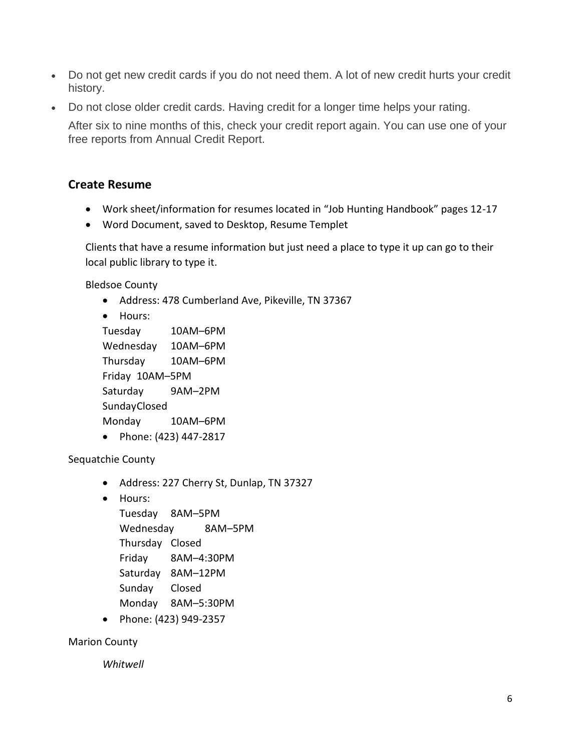- Do not get new credit cards if you do not need them. A lot of new credit hurts your credit history.
- Do not close older credit cards. Having credit for a longer time helps your rating.

  After six to nine months of this, check your credit report again. You can use one of your free reports from Annual Credit Report.

## Create Resume

- Work sheet/information for resumes located in "Job Hunting Handbook" pages 12-17
- Word Document, saved to Desktop, Resume Templet

Clients that have a resume information but just need a place to type it up can go to their local public library to type it.

Bledsoe County

- Address: 478 Cumberland Ave, Pikeville, TN 37367
- Hours:

  Tuesday 10AM–6PM
  Wednesday 10AM–6PM
  Thursday 10AM–6PM
  Friday 10AM–5PM
  Saturday 9AM–2PM
  SundayClosed
  Monday 10AM–6PM
- Phone: (423) 447-2817

Sequatchie County

- Address: 227 Cherry St, Dunlap, TN 37327
- Hours:

  Tuesday 8AM–5PM
  Wednesday 8AM–5PM
  Thursday Closed
  Friday 8AM–4:30PM
  Saturday 8AM–12PM
  Sunday Closed
  Monday 8AM–5:30PM
- Phone: (423) 949-2357

Marion County

*Whitwell*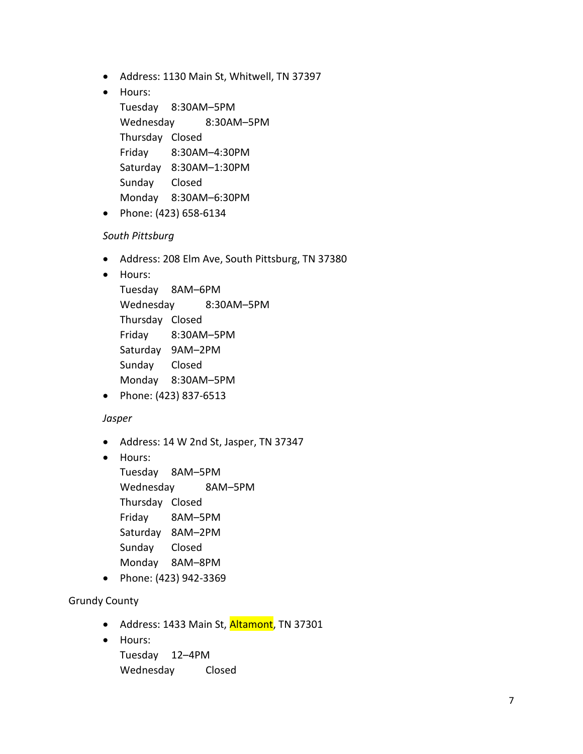- Address: 1130 Main St, Whitwell, TN 37397
- Hours:
  Tuesday 8:30AM–5PM
  Wednesday 8:30AM–5PM
  Thursday Closed
  Friday 8:30AM–4:30PM
  Saturday 8:30AM–1:30PM
  Sunday Closed
  Monday 8:30AM–6:30PM
- Phone: (423) 658-6134

*South Pittsburg*

- Address: 208 Elm Ave, South Pittsburg, TN 37380
- Hours:
  Tuesday 8AM–6PM
  Wednesday 8:30AM–5PM
  Thursday Closed
  Friday 8:30AM–5PM
  Saturday 9AM–2PM
  Sunday Closed
  Monday 8:30AM–5PM
- Phone: (423) 837-6513

*Jasper*

- Address: 14 W 2nd St, Jasper, TN 37347
- Hours:
  Tuesday 8AM–5PM
  Wednesday 8AM–5PM
  Thursday Closed
  Friday 8AM–5PM
  Saturday 8AM–2PM
  Sunday Closed
  Monday 8AM–8PM
- Phone: (423) 942-3369

Grundy County

- Address: 1433 Main St, Altamont, TN 37301
- Hours:
  Tuesday 12–4PM
  Wednesday Closed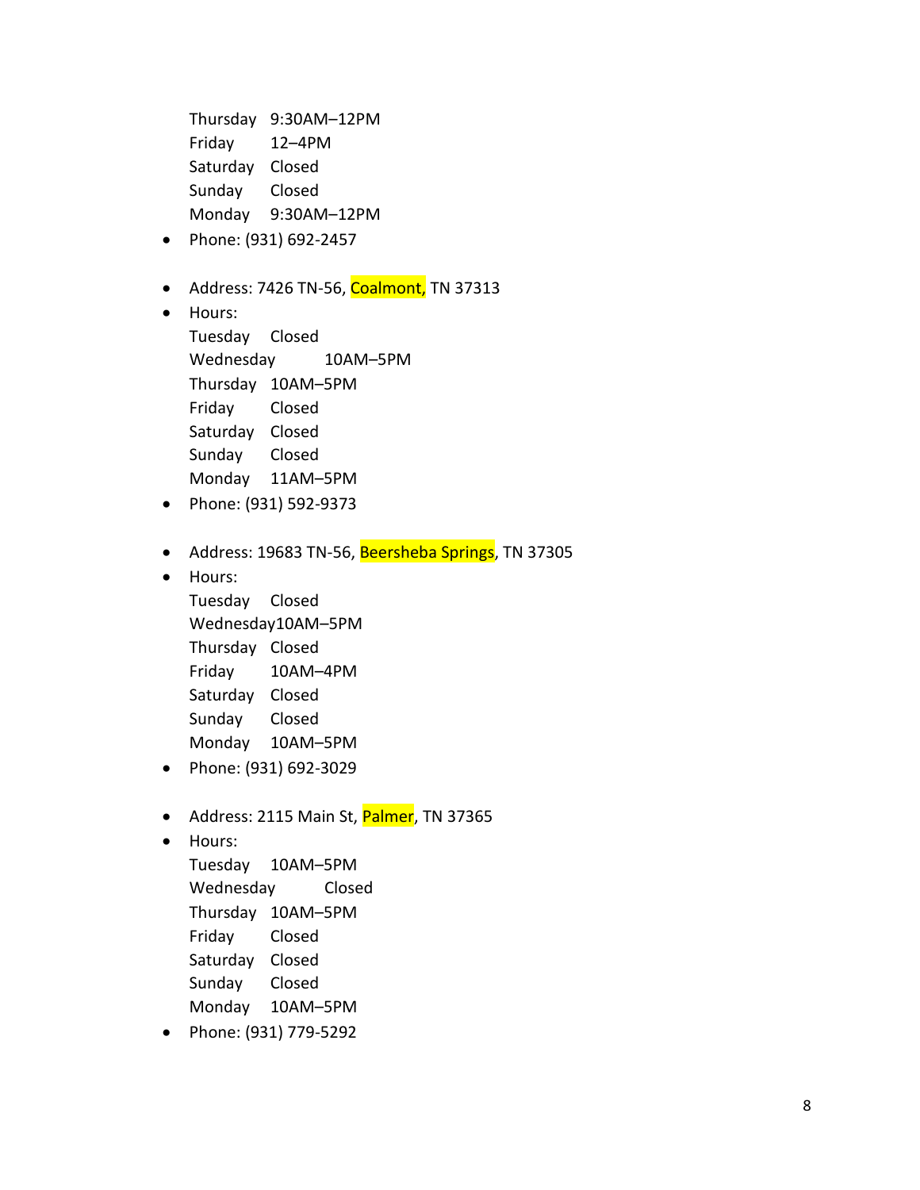Thursday 9:30AM–12PM
Friday 12–4PM
Saturday Closed
Sunday Closed
Monday 9:30AM–12PM

- Phone: (931) 692-2457

- Address: 7426 TN-56, Coalmont, TN 37313
- Hours:
  Tuesday Closed
  Wednesday 10AM–5PM
  Thursday 10AM–5PM
  Friday Closed
  Saturday Closed
  Sunday Closed
  Monday 11AM–5PM
- Phone: (931) 592-9373

- Address: 19683 TN-56, Beersheba Springs, TN 37305
- Hours:
  Tuesday Closed
  Wednesday10AM–5PM
  Thursday Closed
  Friday 10AM–4PM
  Saturday Closed
  Sunday Closed
  Monday 10AM–5PM
- Phone: (931) 692-3029

- Address: 2115 Main St, Palmer, TN 37365
- Hours:
  Tuesday 10AM–5PM
  Wednesday Closed
  Thursday 10AM–5PM
  Friday Closed
  Saturday Closed
  Sunday Closed
  Monday 10AM–5PM
- Phone: (931) 779-5292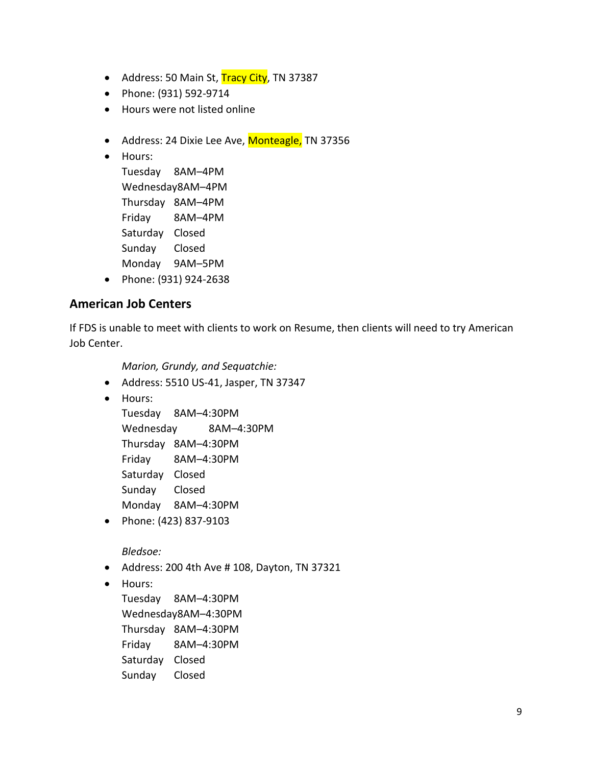- Address: 50 Main St, Tracy City, TN 37387
- Phone: (931) 592-9714
- Hours were not listed online

- Address: 24 Dixie Lee Ave, Monteagle, TN 37356
- Hours:
  Tuesday 8AM–4PM
  Wednesday 8AM–4PM
  Thursday 8AM–4PM
  Friday 8AM–4PM
  Saturday Closed
  Sunday Closed
  Monday 9AM–5PM
- Phone: (931) 924-2638

## American Job Centers

If FDS is unable to meet with clients to work on Resume, then clients will need to try American Job Center.

*Marion, Grundy, and Sequatchie:*

- Address: 5510 US-41, Jasper, TN 37347
- Hours:
  Tuesday 8AM–4:30PM
  Wednesday 8AM–4:30PM
  Thursday 8AM–4:30PM
  Friday 8AM–4:30PM
  Saturday Closed
  Sunday Closed
  Monday 8AM–4:30PM
- Phone: (423) 837-9103

*Bledsoe:*

- Address: 200 4th Ave # 108, Dayton, TN 37321
- Hours:
  Tuesday 8AM–4:30PM
  Wednesday 8AM–4:30PM
  Thursday 8AM–4:30PM
  Friday 8AM–4:30PM
  Saturday Closed
  Sunday Closed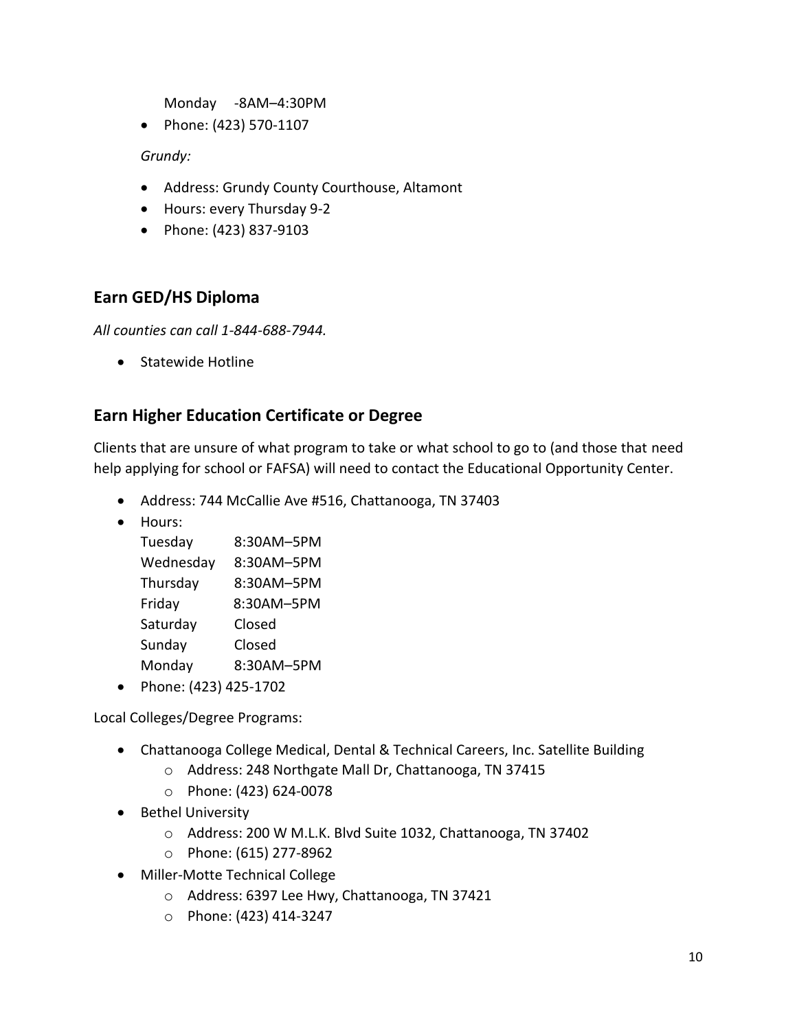Monday -8AM–4:30PM

- Phone: (423) 570-1107

*Grundy:*

- Address: Grundy County Courthouse, Altamont
- Hours: every Thursday 9-2
- Phone: (423) 837-9103

## Earn GED/HS Diploma

*All counties can call 1-844-688-7944.*

- Statewide Hotline

## Earn Higher Education Certificate or Degree

Clients that are unsure of what program to take or what school to go to (and those that need help applying for school or FAFSA) will need to contact the Educational Opportunity Center.

- Address: 744 McCallie Ave #516, Chattanooga, TN 37403
- Hours:
  Tuesday 8:30AM–5PM
  Wednesday 8:30AM–5PM
  Thursday 8:30AM–5PM
  Friday 8:30AM–5PM
  Saturday Closed
  Sunday Closed
  Monday 8:30AM–5PM
- Phone: (423) 425-1702

Local Colleges/Degree Programs:

- Chattanooga College Medical, Dental & Technical Careers, Inc. Satellite Building
  - Address: 248 Northgate Mall Dr, Chattanooga, TN 37415
  - Phone: (423) 624-0078
- Bethel University
  - Address: 200 W M.L.K. Blvd Suite 1032, Chattanooga, TN 37402
  - Phone: (615) 277-8962
- Miller-Motte Technical College
  - Address: 6397 Lee Hwy, Chattanooga, TN 37421
  - Phone: (423) 414-3247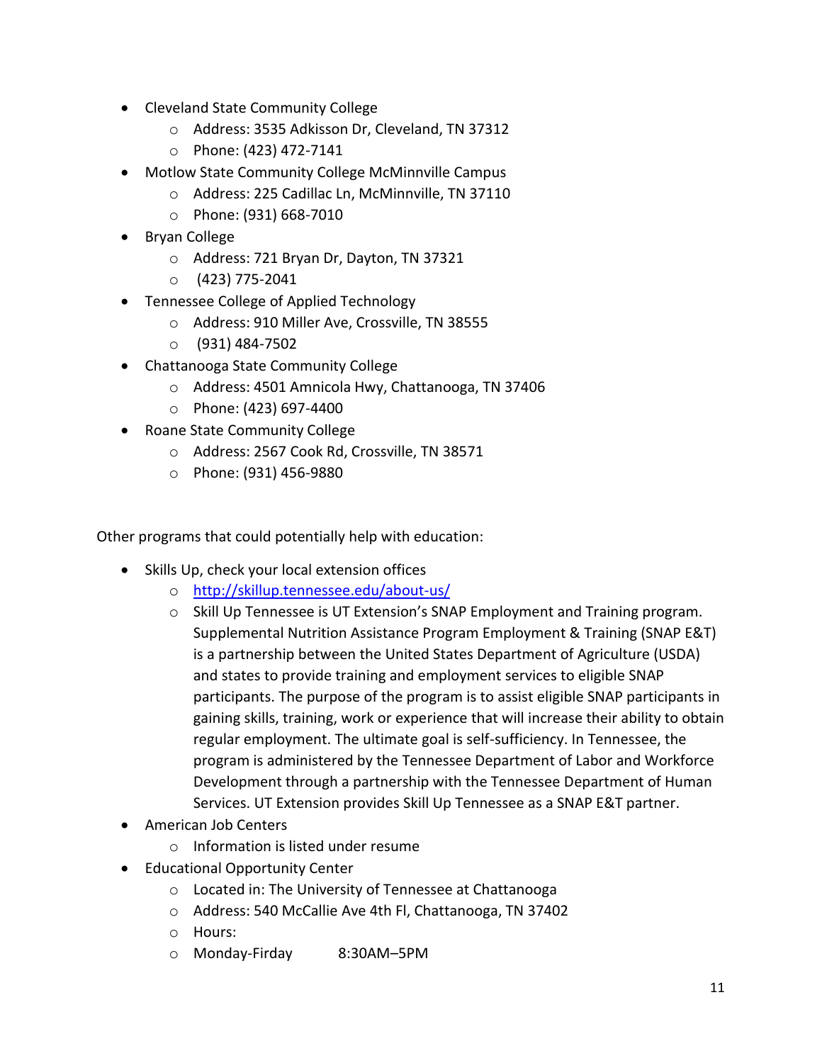- Cleveland State Community College
    - Address: 3535 Adkisson Dr, Cleveland, TN 37312
    - Phone: (423) 472-7141
- Motlow State Community College McMinnville Campus
    - Address: 225 Cadillac Ln, McMinnville, TN 37110
    - Phone: (931) 668-7010
- Bryan College
    - Address: 721 Bryan Dr, Dayton, TN 37321
    - (423) 775-2041
- Tennessee College of Applied Technology
    - Address: 910 Miller Ave, Crossville, TN 38555
    - (931) 484-7502
- Chattanooga State Community College
    - Address: 4501 Amnicola Hwy, Chattanooga, TN 37406
    - Phone: (423) 697-4400
- Roane State Community College
    - Address: 2567 Cook Rd, Crossville, TN 38571
    - Phone: (931) 456-9880

Other programs that could potentially help with education:

- Skills Up, check your local extension offices
    - [http://skillup.tennessee.edu/about-us/](http://skillup.tennessee.edu/about-us/)
    - Skill Up Tennessee is UT Extension's SNAP Employment and Training program. Supplemental Nutrition Assistance Program Employment & Training (SNAP E&T) is a partnership between the United States Department of Agriculture (USDA) and states to provide training and employment services to eligible SNAP participants. The purpose of the program is to assist eligible SNAP participants in gaining skills, training, work or experience that will increase their ability to obtain regular employment. The ultimate goal is self-sufficiency. In Tennessee, the program is administered by the Tennessee Department of Labor and Workforce Development through a partnership with the Tennessee Department of Human Services. UT Extension provides Skill Up Tennessee as a SNAP E&T partner.
- American Job Centers
    - Information is listed under resume
- Educational Opportunity Center
    - Located in: The University of Tennessee at Chattanooga
    - Address: 540 McCallie Ave 4th Fl, Chattanooga, TN 37402
    - Hours:
    - Monday-Firday 8:30AM–5PM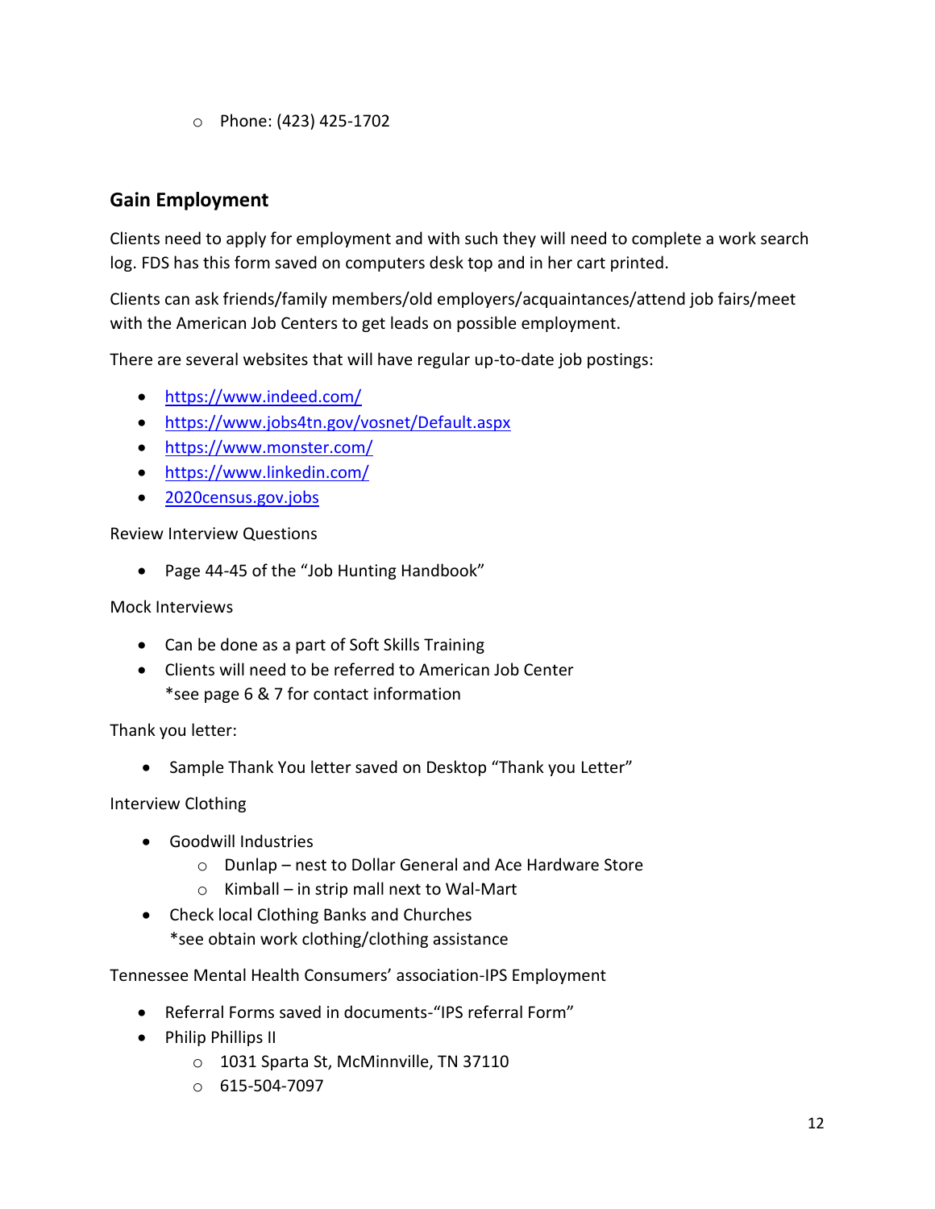- Phone: (423) 425-1702

## Gain Employment

Clients need to apply for employment and with such they will need to complete a work search log. FDS has this form saved on computers desk top and in her cart printed.

Clients can ask friends/family members/old employers/acquaintances/attend job fairs/meet with the American Job Centers to get leads on possible employment.

There are several websites that will have regular up-to-date job postings:

- https://www.indeed.com/
- https://www.jobs4tn.gov/vosnet/Default.aspx
- https://www.monster.com/
- https://www.linkedin.com/
- 2020census.gov.jobs

Review Interview Questions

- Page 44-45 of the "Job Hunting Handbook"

Mock Interviews

- Can be done as a part of Soft Skills Training
- Clients will need to be referred to American Job Center
  *see page 6 & 7 for contact information

Thank you letter:

- Sample Thank You letter saved on Desktop "Thank you Letter"

Interview Clothing

- Goodwill Industries
  - Dunlap – nest to Dollar General and Ace Hardware Store
  - Kimball – in strip mall next to Wal-Mart
- Check local Clothing Banks and Churches
  *see obtain work clothing/clothing assistance

Tennessee Mental Health Consumers' association-IPS Employment

- Referral Forms saved in documents-"IPS referral Form"
- Philip Phillips II
  - 1031 Sparta St, McMinnville, TN 37110
  - 615-504-7097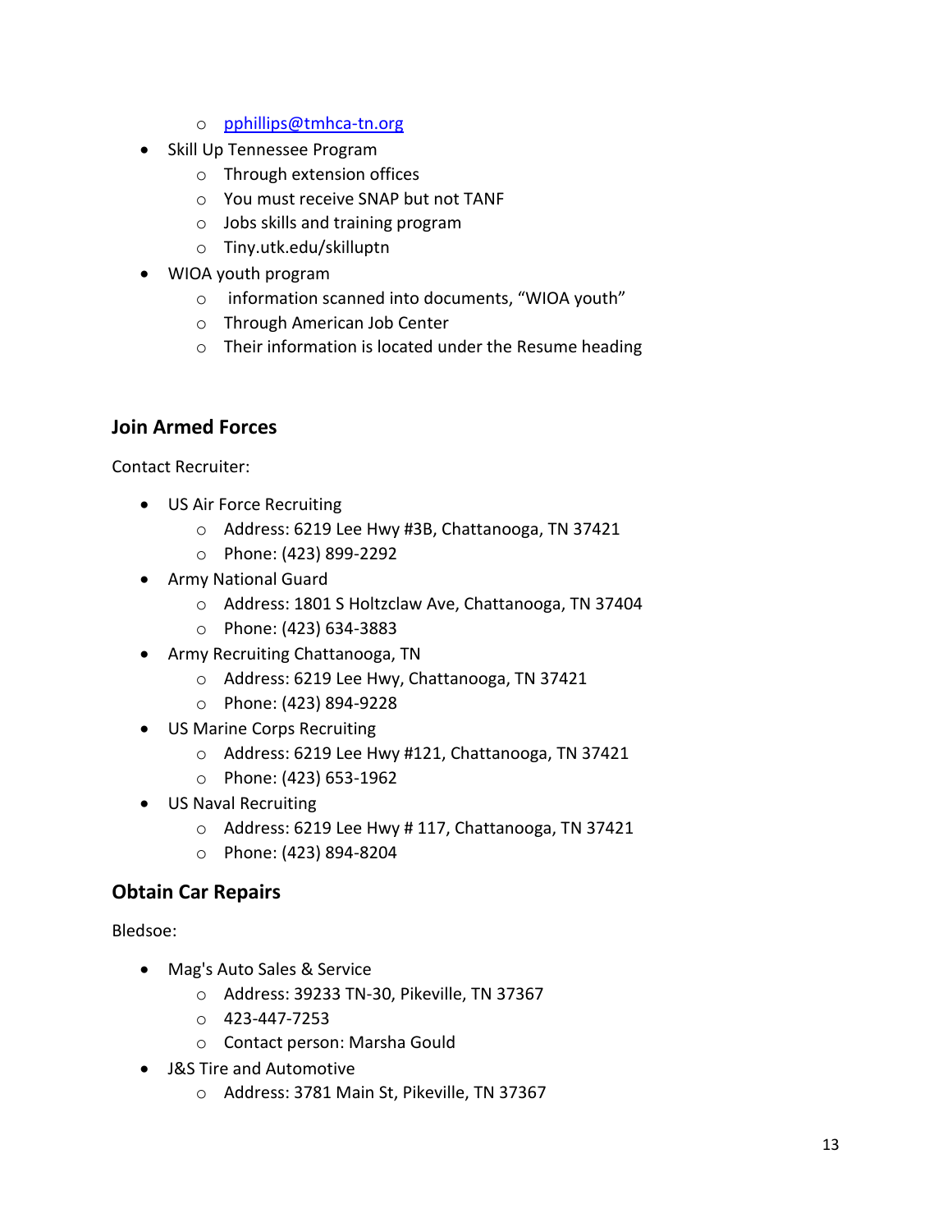- [pphillips@tmhca-tn.org](mailto:pphillips@tmhca-tn.org)
- Skill Up Tennessee Program
  - Through extension offices
  - You must receive SNAP but not TANF
  - Jobs skills and training program
  - Tiny.utk.edu/skilluptn
- WIOA youth program
  - information scanned into documents, "WIOA youth"
  - Through American Job Center
  - Their information is located under the Resume heading

## Join Armed Forces

Contact Recruiter:

- US Air Force Recruiting
  - Address: 6219 Lee Hwy #3B, Chattanooga, TN 37421
  - Phone: (423) 899-2292
- Army National Guard
  - Address: 1801 S Holtzclaw Ave, Chattanooga, TN 37404
  - Phone: (423) 634-3883
- Army Recruiting Chattanooga, TN
  - Address: 6219 Lee Hwy, Chattanooga, TN 37421
  - Phone: (423) 894-9228
- US Marine Corps Recruiting
  - Address: 6219 Lee Hwy #121, Chattanooga, TN 37421
  - Phone: (423) 653-1962
- US Naval Recruiting
  - Address: 6219 Lee Hwy # 117, Chattanooga, TN 37421
  - Phone: (423) 894-8204

## Obtain Car Repairs

Bledsoe:

- Mag's Auto Sales & Service
  - Address: 39233 TN-30, Pikeville, TN 37367
  - 423-447-7253
  - Contact person: Marsha Gould
- J&S Tire and Automotive
  - Address: 3781 Main St, Pikeville, TN 37367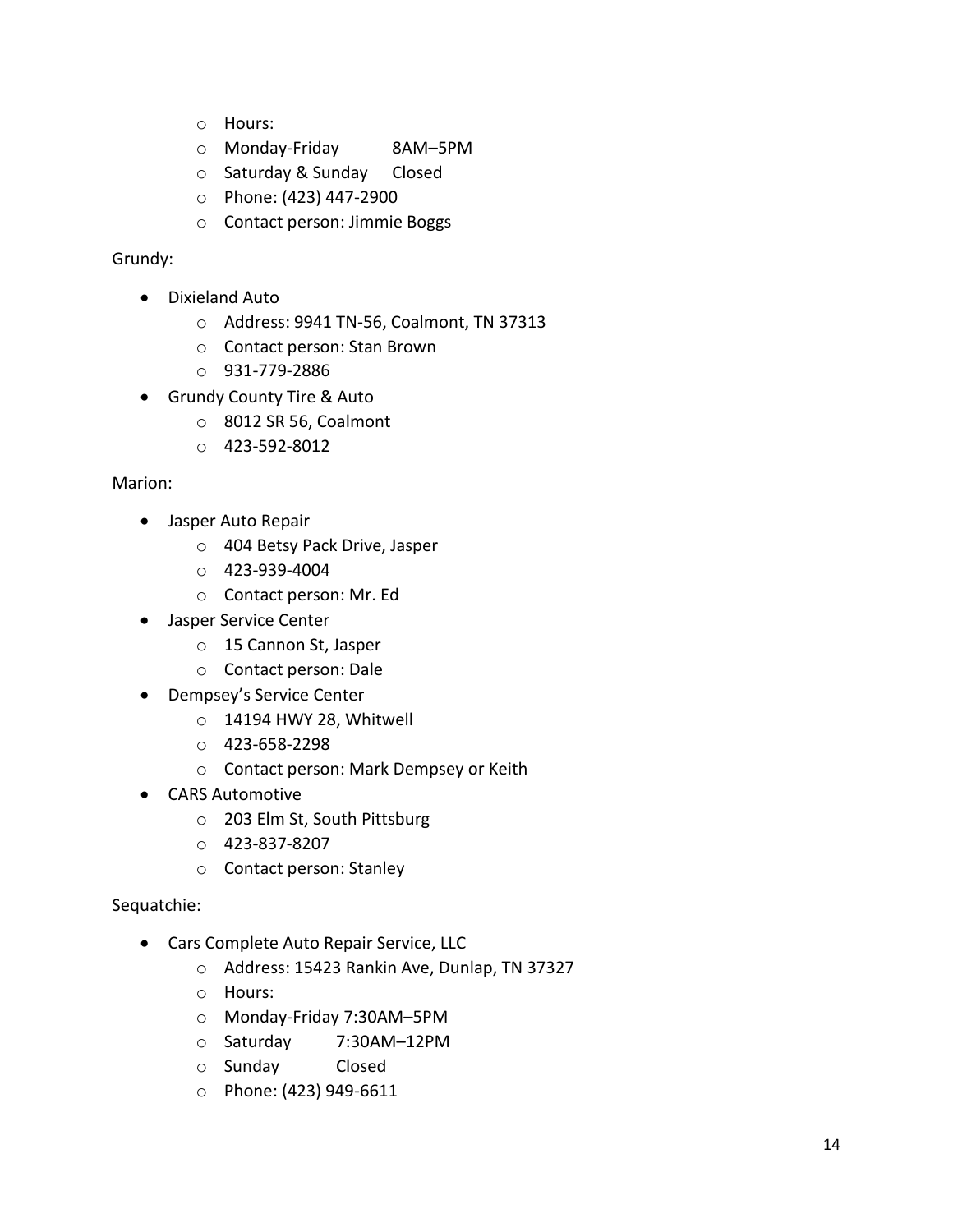- Hours:
- Monday-Friday 8AM–5PM
- Saturday & Sunday Closed
- Phone: (423) 447-2900
- Contact person: Jimmie Boggs

Grundy:

- Dixieland Auto
    - Address: 9941 TN-56, Coalmont, TN 37313
    - Contact person: Stan Brown
    - 931-779-2886
- Grundy County Tire & Auto
    - 8012 SR 56, Coalmont
    - 423-592-8012

Marion:

- Jasper Auto Repair
    - 404 Betsy Pack Drive, Jasper
    - 423-939-4004
    - Contact person: Mr. Ed
- Jasper Service Center
    - 15 Cannon St, Jasper
    - Contact person: Dale
- Dempsey's Service Center
    - 14194 HWY 28, Whitwell
    - 423-658-2298
    - Contact person: Mark Dempsey or Keith
- CARS Automotive
    - 203 Elm St, South Pittsburg
    - 423-837-8207
    - Contact person: Stanley

Sequatchie:

- Cars Complete Auto Repair Service, LLC
    - Address: 15423 Rankin Ave, Dunlap, TN 37327
    - Hours:
    - Monday-Friday 7:30AM–5PM
    - Saturday 7:30AM–12PM
    - Sunday Closed
    - Phone: (423) 949-6611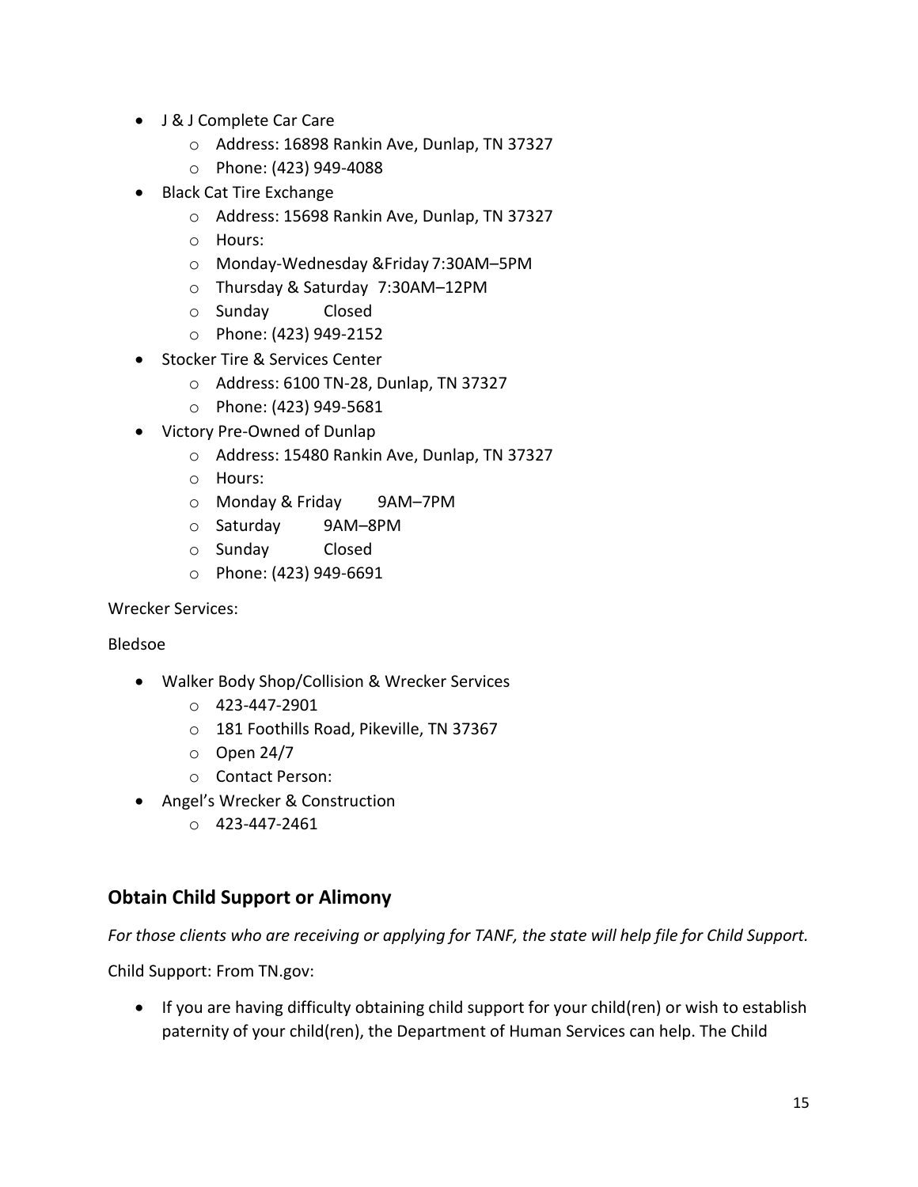- J & J Complete Car Care
    - Address: 16898 Rankin Ave, Dunlap, TN 37327
    - Phone: (423) 949-4088
- Black Cat Tire Exchange
    - Address: 15698 Rankin Ave, Dunlap, TN 37327
    - Hours:
    - Monday-Wednesday &Friday 7:30AM–5PM
    - Thursday & Saturday 7:30AM–12PM
    - Sunday Closed
    - Phone: (423) 949-2152
- Stocker Tire & Services Center
    - Address: 6100 TN-28, Dunlap, TN 37327
    - Phone: (423) 949-5681
- Victory Pre-Owned of Dunlap
    - Address: 15480 Rankin Ave, Dunlap, TN 37327
    - Hours:
    - Monday & Friday 9AM–7PM
    - Saturday 9AM–8PM
    - Sunday Closed
    - Phone: (423) 949-6691

Wrecker Services:

Bledsoe

- Walker Body Shop/Collision & Wrecker Services
    - 423-447-2901
    - 181 Foothills Road, Pikeville, TN 37367
    - Open 24/7
    - Contact Person:
- Angel's Wrecker & Construction
    - 423-447-2461

## Obtain Child Support or Alimony

*For those clients who are receiving or applying for TANF, the state will help file for Child Support.*

Child Support: From TN.gov:

- If you are having difficulty obtaining child support for your child(ren) or wish to establish paternity of your child(ren), the Department of Human Services can help. The Child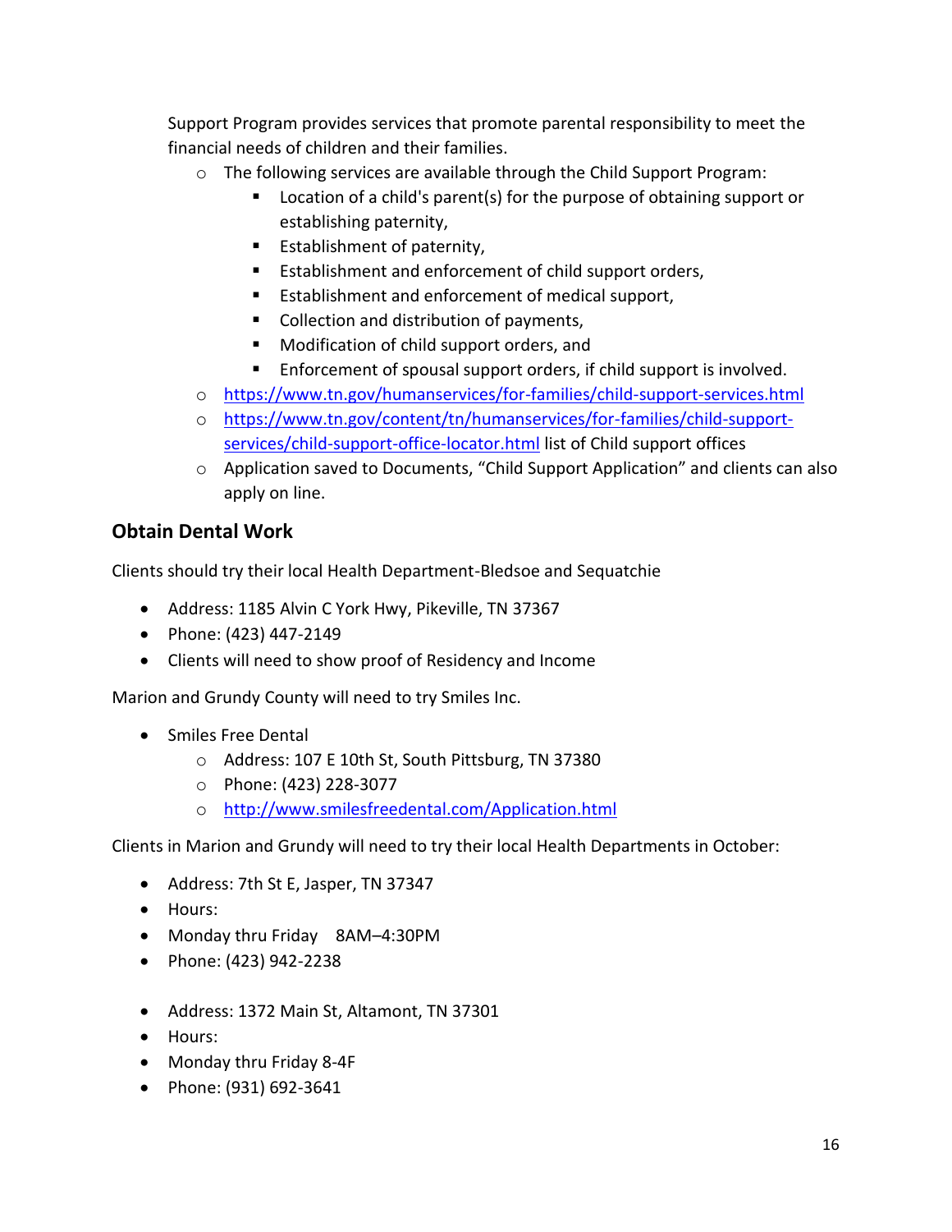Support Program provides services that promote parental responsibility to meet the financial needs of children and their families.

- The following services are available through the Child Support Program:
  - Location of a child's parent(s) for the purpose of obtaining support or establishing paternity,
  - Establishment of paternity,
  - Establishment and enforcement of child support orders,
  - Establishment and enforcement of medical support,
  - Collection and distribution of payments,
  - Modification of child support orders, and
  - Enforcement of spousal support orders, if child support is involved.
- https://www.tn.gov/humanservices/for-families/child-support-services.html
- https://www.tn.gov/content/tn/humanservices/for-families/child-support-services/child-support-office-locator.html list of Child support offices
- Application saved to Documents, "Child Support Application" and clients can also apply on line.

## Obtain Dental Work

Clients should try their local Health Department-Bledsoe and Sequatchie

- Address: 1185 Alvin C York Hwy, Pikeville, TN 37367
- Phone: (423) 447-2149
- Clients will need to show proof of Residency and Income

Marion and Grundy County will need to try Smiles Inc.

- Smiles Free Dental
  - Address: 107 E 10th St, South Pittsburg, TN 37380
  - Phone: (423) 228-3077
  - http://www.smilesfreedental.com/Application.html

Clients in Marion and Grundy will need to try their local Health Departments in October:

- Address: 7th St E, Jasper, TN 37347
- Hours:
- Monday thru Friday 8AM–4:30PM
- Phone: (423) 942-2238

- Address: 1372 Main St, Altamont, TN 37301
- Hours:
- Monday thru Friday 8-4F
- Phone: (931) 692-3641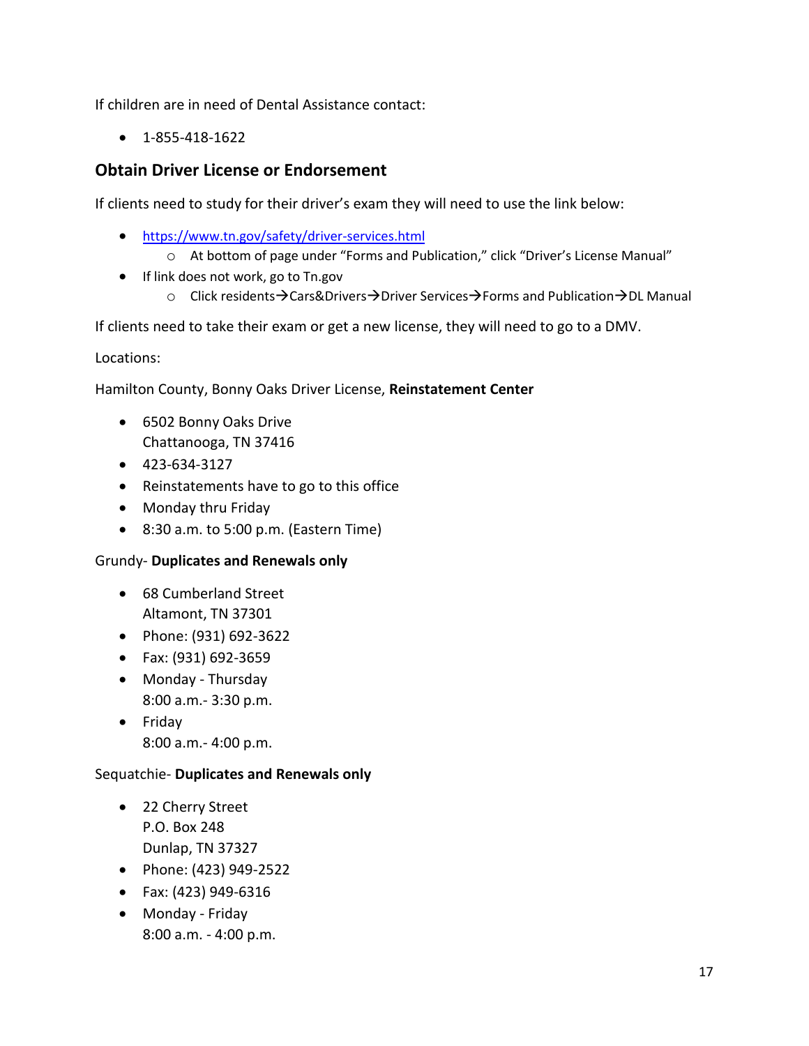If children are in need of Dental Assistance contact:

- 1-855-418-1622

## Obtain Driver License or Endorsement

If clients need to study for their driver's exam they will need to use the link below:

- [https://www.tn.gov/safety/driver-services.html](https://www.tn.gov/safety/driver-services.html)
    - At bottom of page under "Forms and Publication," click "Driver's License Manual"
- If link does not work, go to Tn.gov
    - Click residents→Cars&Drivers→Driver Services→Forms and Publication→DL Manual

If clients need to take their exam or get a new license, they will need to go to a DMV.

Locations:

Hamilton County, Bonny Oaks Driver License, **Reinstatement Center**

- 6502 Bonny Oaks Drive
  Chattanooga, TN 37416
- 423-634-3127
- Reinstatements have to go to this office
- Monday thru Friday
- 8:30 a.m. to 5:00 p.m. (Eastern Time)

Grundy- **Duplicates and Renewals only**

- 68 Cumberland Street
  Altamont, TN 37301
- Phone: (931) 692-3622
- Fax: (931) 692-3659
- Monday - Thursday
  8:00 a.m.- 3:30 p.m.
- Friday
  8:00 a.m.- 4:00 p.m.

Sequatchie- **Duplicates and Renewals only**

- 22 Cherry Street
  P.O. Box 248
  Dunlap, TN 37327
- Phone: (423) 949-2522
- Fax: (423) 949-6316
- Monday - Friday
  8:00 a.m. - 4:00 p.m.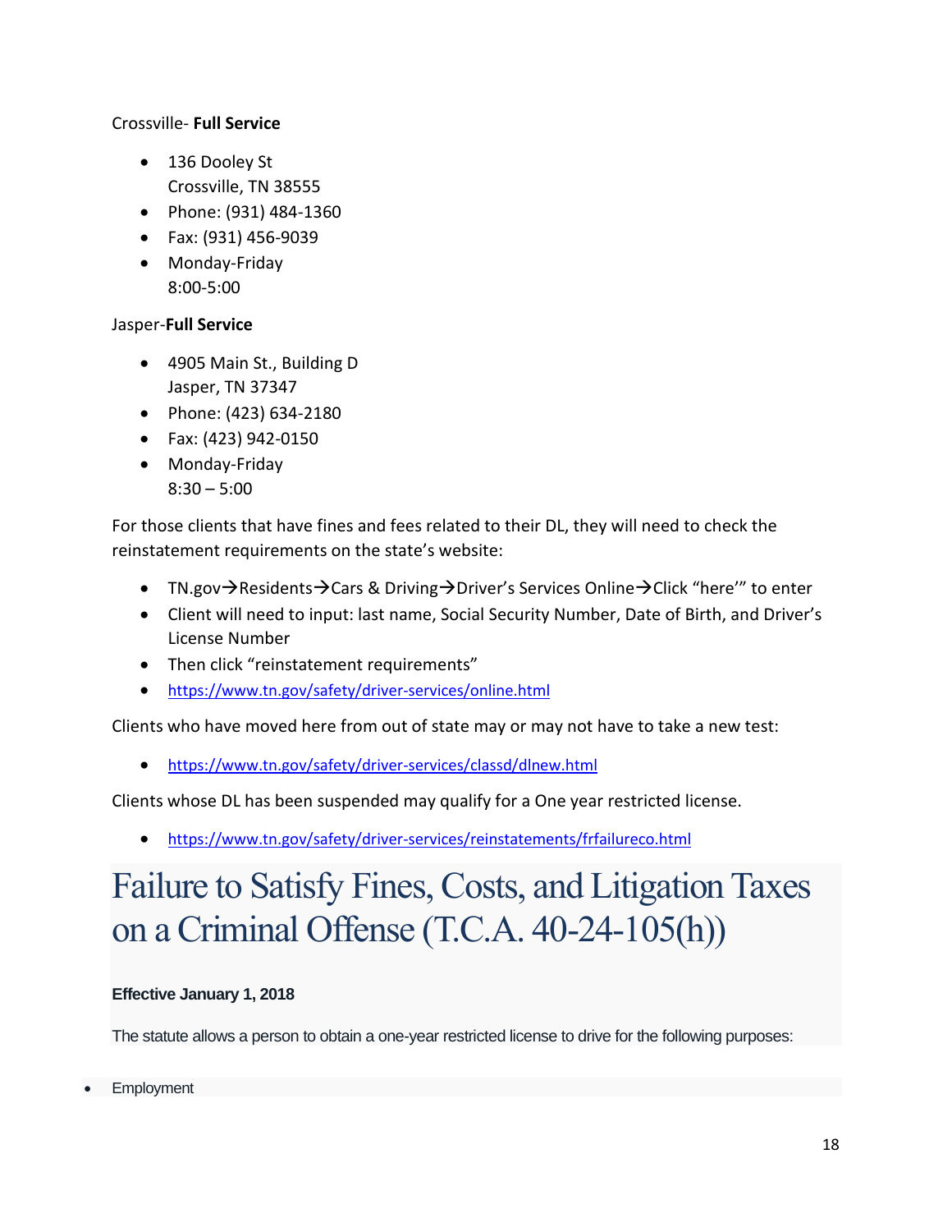Crossville- **Full Service**

- 136 Dooley St
  Crossville, TN 38555
- Phone: (931) 484-1360
- Fax: (931) 456-9039
- Monday-Friday
  8:00-5:00

Jasper-**Full Service**

- 4905 Main St., Building D
  Jasper, TN 37347
- Phone: (423) 634-2180
- Fax: (423) 942-0150
- Monday-Friday
  8:30 – 5:00

For those clients that have fines and fees related to their DL, they will need to check the reinstatement requirements on the state's website:

- TN.gov→Residents→Cars & Driving→Driver's Services Online→Click "here'" to enter
- Client will need to input: last name, Social Security Number, Date of Birth, and Driver's License Number
- Then click "reinstatement requirements"
- https://www.tn.gov/safety/driver-services/online.html

Clients who have moved here from out of state may or may not have to take a new test:

- https://www.tn.gov/safety/driver-services/classd/dlnew.html

Clients whose DL has been suspended may qualify for a One year restricted license.

- https://www.tn.gov/safety/driver-services/reinstatements/frfailureco.html

# Failure to Satisfy Fines, Costs, and Litigation Taxes on a Criminal Offense (T.C.A. 40-24-105(h))

**Effective January 1, 2018**

The statute allows a person to obtain a one-year restricted license to drive for the following purposes:

- Employment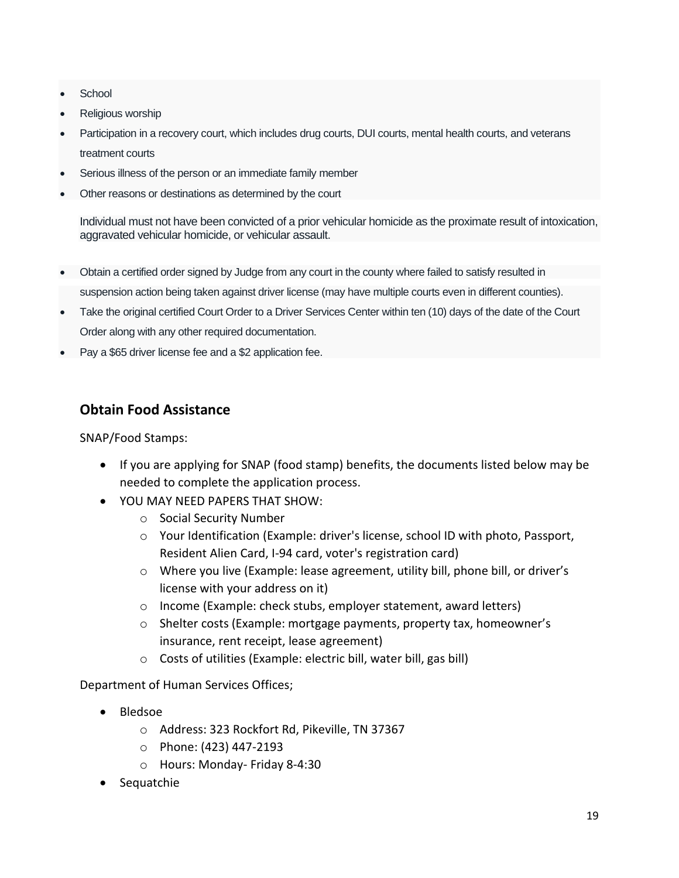- School
- Religious worship
- Participation in a recovery court, which includes drug courts, DUI courts, mental health courts, and veterans treatment courts
- Serious illness of the person or an immediate family member
- Other reasons or destinations as determined by the court

Individual must not have been convicted of a prior vehicular homicide as the proximate result of intoxication, aggravated vehicular homicide, or vehicular assault.

- Obtain a certified order signed by Judge from any court in the county where failed to satisfy resulted in suspension action being taken against driver license (may have multiple courts even in different counties).
- Take the original certified Court Order to a Driver Services Center within ten (10) days of the date of the Court Order along with any other required documentation.
- Pay a $65 driver license fee and a $2 application fee.

## Obtain Food Assistance

SNAP/Food Stamps:

- If you are applying for SNAP (food stamp) benefits, the documents listed below may be needed to complete the application process.
- YOU MAY NEED PAPERS THAT SHOW:
    - Social Security Number
    - Your Identification (Example: driver's license, school ID with photo, Passport, Resident Alien Card, I-94 card, voter's registration card)
    - Where you live (Example: lease agreement, utility bill, phone bill, or driver's license with your address on it)
    - Income (Example: check stubs, employer statement, award letters)
    - Shelter costs (Example: mortgage payments, property tax, homeowner's insurance, rent receipt, lease agreement)
    - Costs of utilities (Example: electric bill, water bill, gas bill)

Department of Human Services Offices;

- Bledsoe
    - Address: 323 Rockfort Rd, Pikeville, TN 37367
    - Phone: (423) 447-2193
    - Hours: Monday- Friday 8-4:30
- Sequatchie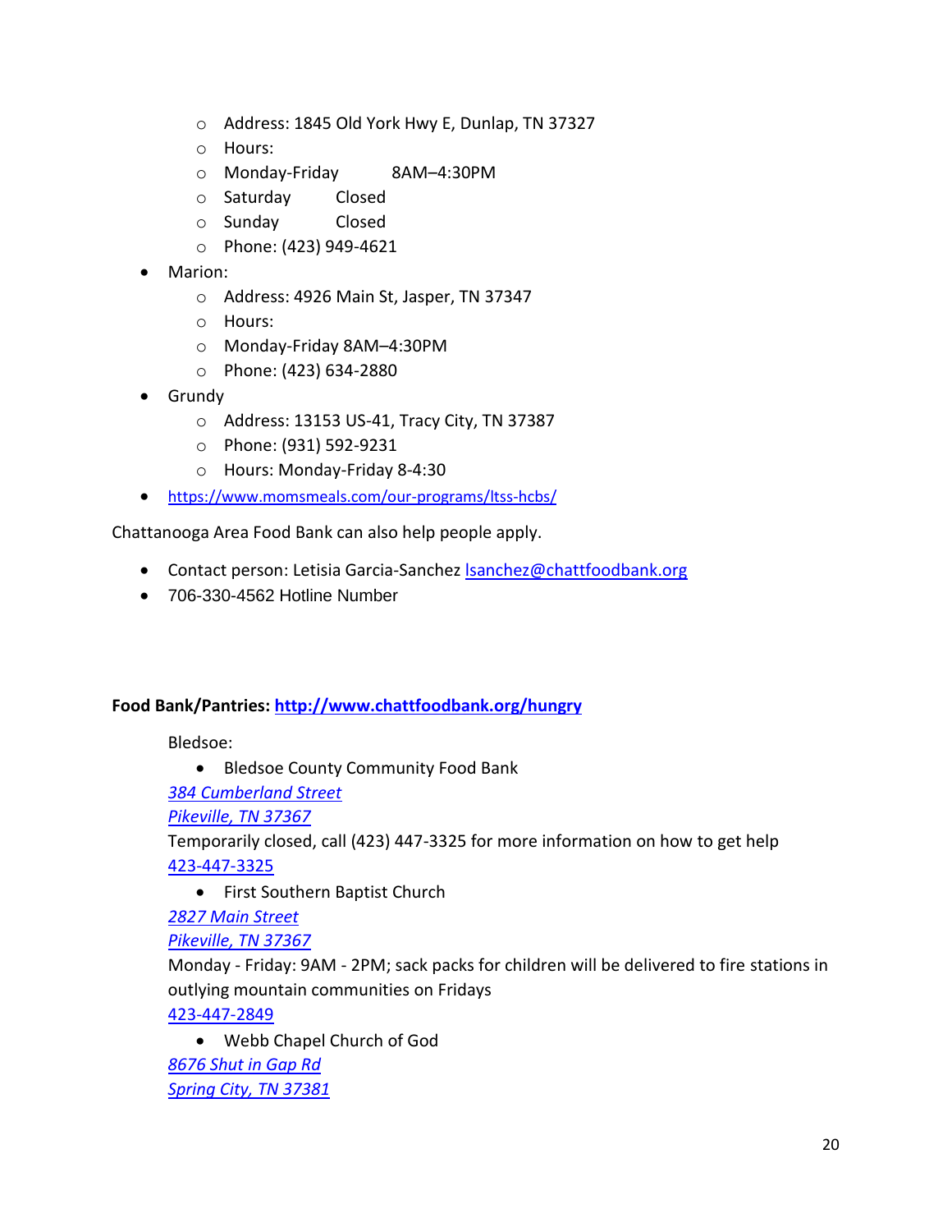- Address: 1845 Old York Hwy E, Dunlap, TN 37327
  - Hours:
  - Monday-Friday 8AM–4:30PM
  - Saturday Closed
  - Sunday Closed
  - Phone: (423) 949-4621
- Marion:
  - Address: 4926 Main St, Jasper, TN 37347
  - Hours:
  - Monday-Friday 8AM–4:30PM
  - Phone: (423) 634-2880
- Grundy
  - Address: 13153 US-41, Tracy City, TN 37387
  - Phone: (931) 592-9231
  - Hours: Monday-Friday 8-4:30
- [https://www.momsmeals.com/our-programs/ltss-hcbs/](https://www.momsmeals.com/our-programs/ltss-hcbs/)

Chattanooga Area Food Bank can also help people apply.

- Contact person: Letisia Garcia-Sanchez [lsanchez@chattfoodbank.org](mailto:lsanchez@chattfoodbank.org)
- 706-330-4562 Hotline Number

**Food Bank/Pantries: [http://www.chattfoodbank.org/hungry](http://www.chattfoodbank.org/hungry)**

Bledsoe:

- Bledsoe County Community Food Bank

*384 Cumberland Street*
*Pikeville, TN 37367*
Temporarily closed, call (423) 447-3325 for more information on how to get help
423-447-3325

- First Southern Baptist Church

*2827 Main Street*
*Pikeville, TN 37367*
Monday - Friday: 9AM - 2PM; sack packs for children will be delivered to fire stations in outlying mountain communities on Fridays
423-447-2849

- Webb Chapel Church of God

*8676 Shut in Gap Rd*
*Spring City, TN 37381*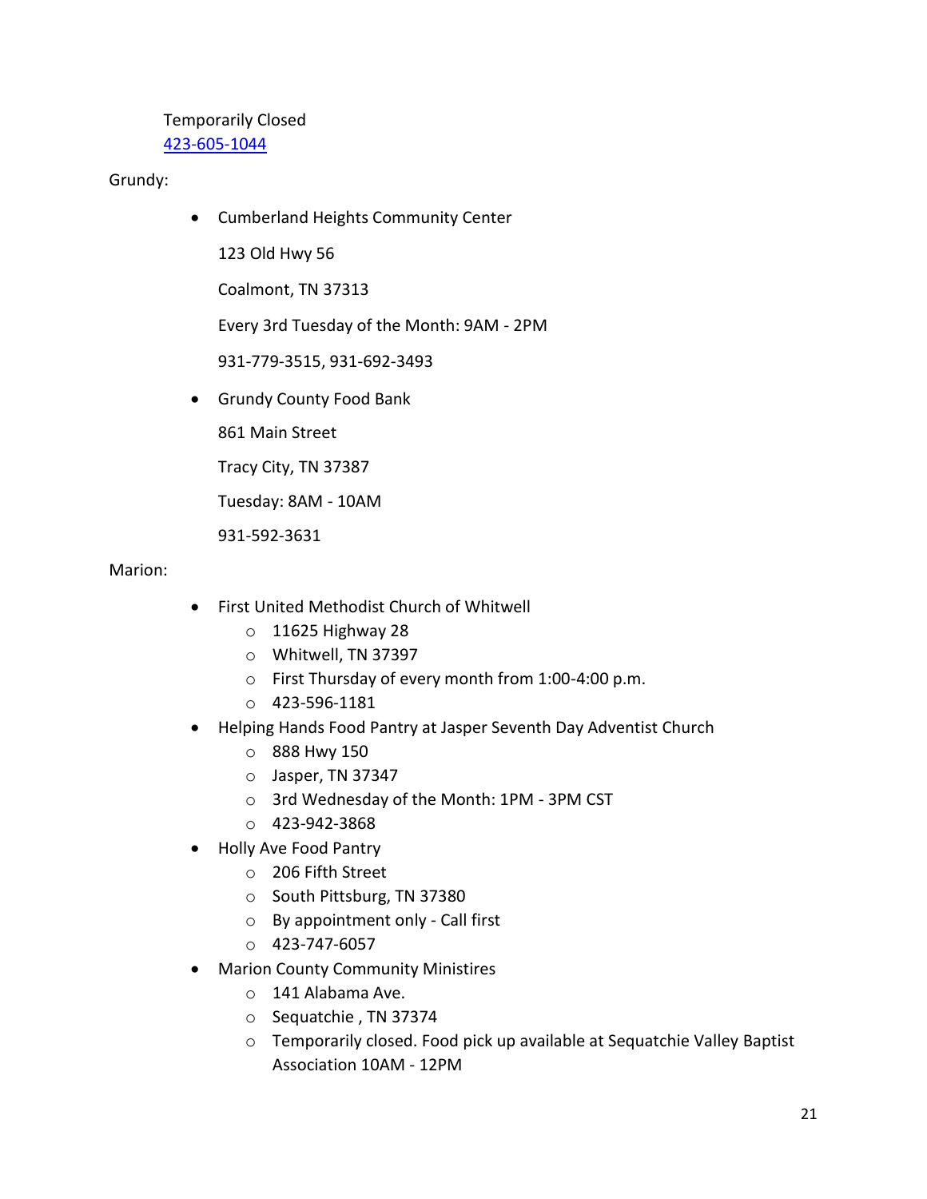Temporarily Closed
[423-605-1044](tel:423-605-1044)

Grundy:

- Cumberland Heights Community Center

  123 Old Hwy 56

  Coalmont, TN 37313

  Every 3rd Tuesday of the Month: 9AM - 2PM

  931-779-3515, 931-692-3493

- Grundy County Food Bank

  861 Main Street

  Tracy City, TN 37387

  Tuesday: 8AM - 10AM

  931-592-3631

Marion:

- First United Methodist Church of Whitwell
  - 11625 Highway 28
  - Whitwell, TN 37397
  - First Thursday of every month from 1:00-4:00 p.m.
  - 423-596-1181
- Helping Hands Food Pantry at Jasper Seventh Day Adventist Church
  - 888 Hwy 150
  - Jasper, TN 37347
  - 3rd Wednesday of the Month: 1PM - 3PM CST
  - 423-942-3868
- Holly Ave Food Pantry
  - 206 Fifth Street
  - South Pittsburg, TN 37380
  - By appointment only - Call first
  - 423-747-6057
- Marion County Community Ministires
  - 141 Alabama Ave.
  - Sequatchie , TN 37374
  - Temporarily closed. Food pick up available at Sequatchie Valley Baptist Association 10AM - 12PM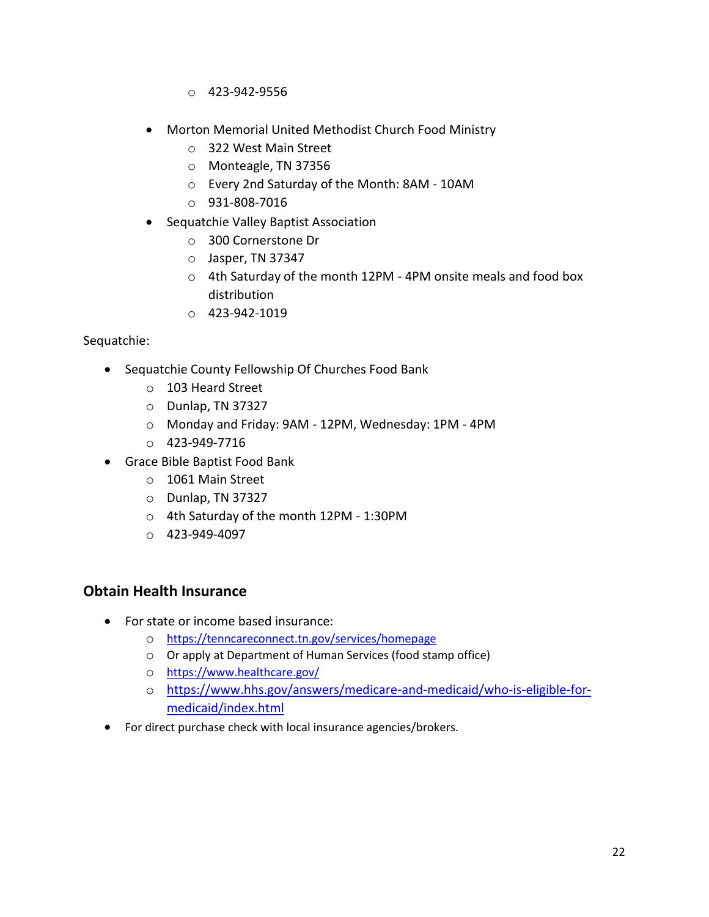- 423-942-9556

- Morton Memorial United Methodist Church Food Ministry
    - 322 West Main Street
    - Monteagle, TN 37356
    - Every 2nd Saturday of the Month: 8AM - 10AM
    - 931-808-7016
- Sequatchie Valley Baptist Association
    - 300 Cornerstone Dr
    - Jasper, TN 37347
    - 4th Saturday of the month 12PM - 4PM onsite meals and food box distribution
    - 423-942-1019

Sequatchie:

- Sequatchie County Fellowship Of Churches Food Bank
    - 103 Heard Street
    - Dunlap, TN 37327
    - Monday and Friday: 9AM - 12PM, Wednesday: 1PM - 4PM
    - 423-949-7716
- Grace Bible Baptist Food Bank
    - 1061 Main Street
    - Dunlap, TN 37327
    - 4th Saturday of the month 12PM - 1:30PM
    - 423-949-4097

## Obtain Health Insurance

- For state or income based insurance:
    - https://tenncareconnect.tn.gov/services/homepage
    - Or apply at Department of Human Services (food stamp office)
    - https://www.healthcare.gov/
    - https://www.hhs.gov/answers/medicare-and-medicaid/who-is-eligible-for-medicaid/index.html
- For direct purchase check with local insurance agencies/brokers.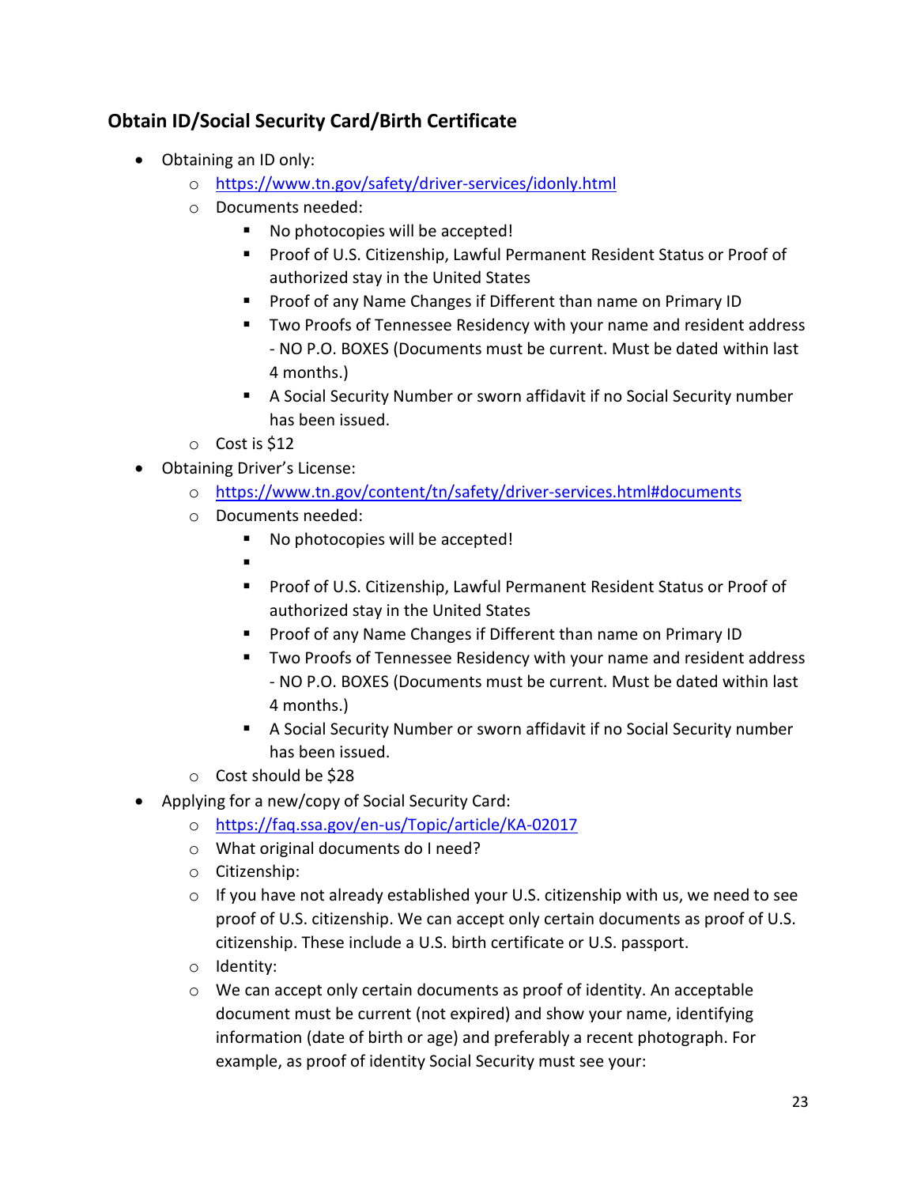## Obtain ID/Social Security Card/Birth Certificate

- Obtaining an ID only:
  - https://www.tn.gov/safety/driver-services/idonly.html
  - Documents needed:
    - No photocopies will be accepted!
    - Proof of U.S. Citizenship, Lawful Permanent Resident Status or Proof of authorized stay in the United States
    - Proof of any Name Changes if Different than name on Primary ID
    - Two Proofs of Tennessee Residency with your name and resident address - NO P.O. BOXES (Documents must be current. Must be dated within last 4 months.)
    - A Social Security Number or sworn affidavit if no Social Security number has been issued.
  - Cost is $12
- Obtaining Driver's License:
  - https://www.tn.gov/content/tn/safety/driver-services.html#documents
  - Documents needed:
    - No photocopies will be accepted!
    - 
    - Proof of U.S. Citizenship, Lawful Permanent Resident Status or Proof of authorized stay in the United States
    - Proof of any Name Changes if Different than name on Primary ID
    - Two Proofs of Tennessee Residency with your name and resident address - NO P.O. BOXES (Documents must be current. Must be dated within last 4 months.)
    - A Social Security Number or sworn affidavit if no Social Security number has been issued.
  - Cost should be $28
- Applying for a new/copy of Social Security Card:
  - https://faq.ssa.gov/en-us/Topic/article/KA-02017
  - What original documents do I need?
  - Citizenship:
  - If you have not already established your U.S. citizenship with us, we need to see proof of U.S. citizenship. We can accept only certain documents as proof of U.S. citizenship. These include a U.S. birth certificate or U.S. passport.
  - Identity:
  - We can accept only certain documents as proof of identity. An acceptable document must be current (not expired) and show your name, identifying information (date of birth or age) and preferably a recent photograph. For example, as proof of identity Social Security must see your: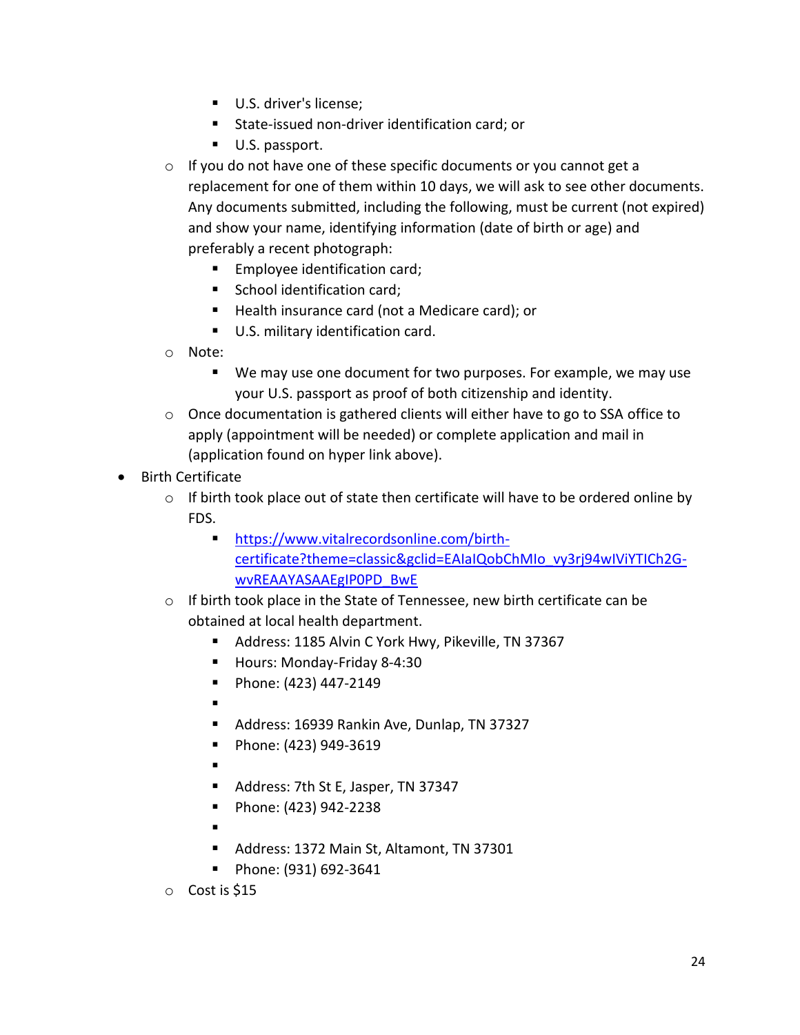- U.S. driver's license;
        - State-issued non-driver identification card; or
        - U.S. passport.
    - If you do not have one of these specific documents or you cannot get a replacement for one of them within 10 days, we will ask to see other documents. Any documents submitted, including the following, must be current (not expired) and show your name, identifying information (date of birth or age) and preferably a recent photograph:
        - Employee identification card;
        - School identification card;
        - Health insurance card (not a Medicare card); or
        - U.S. military identification card.
    - Note:
        - We may use one document for two purposes. For example, we may use your U.S. passport as proof of both citizenship and identity.
    - Once documentation is gathered clients will either have to go to SSA office to apply (appointment will be needed) or complete application and mail in (application found on hyper link above).
- Birth Certificate
    - If birth took place out of state then certificate will have to be ordered online by FDS.
        - https://www.vitalrecordsonline.com/birth-certificate?theme=classic&gclid=EAIaIQobChMIo_vy3rj94wIViYTICh2G-wvREAAYASAAEgIP0PD_BwE
    - If birth took place in the State of Tennessee, new birth certificate can be obtained at local health department.
        - Address: 1185 Alvin C York Hwy, Pikeville, TN 37367
        - Hours: Monday-Friday 8-4:30
        - Phone: (423) 447-2149
        - 
        - Address: 16939 Rankin Ave, Dunlap, TN 37327
        - Phone: (423) 949-3619
        - 
        - Address: 7th St E, Jasper, TN 37347
        - Phone: (423) 942-2238
        - 
        - Address: 1372 Main St, Altamont, TN 37301
        - Phone: (931) 692-3641
    - Cost is $15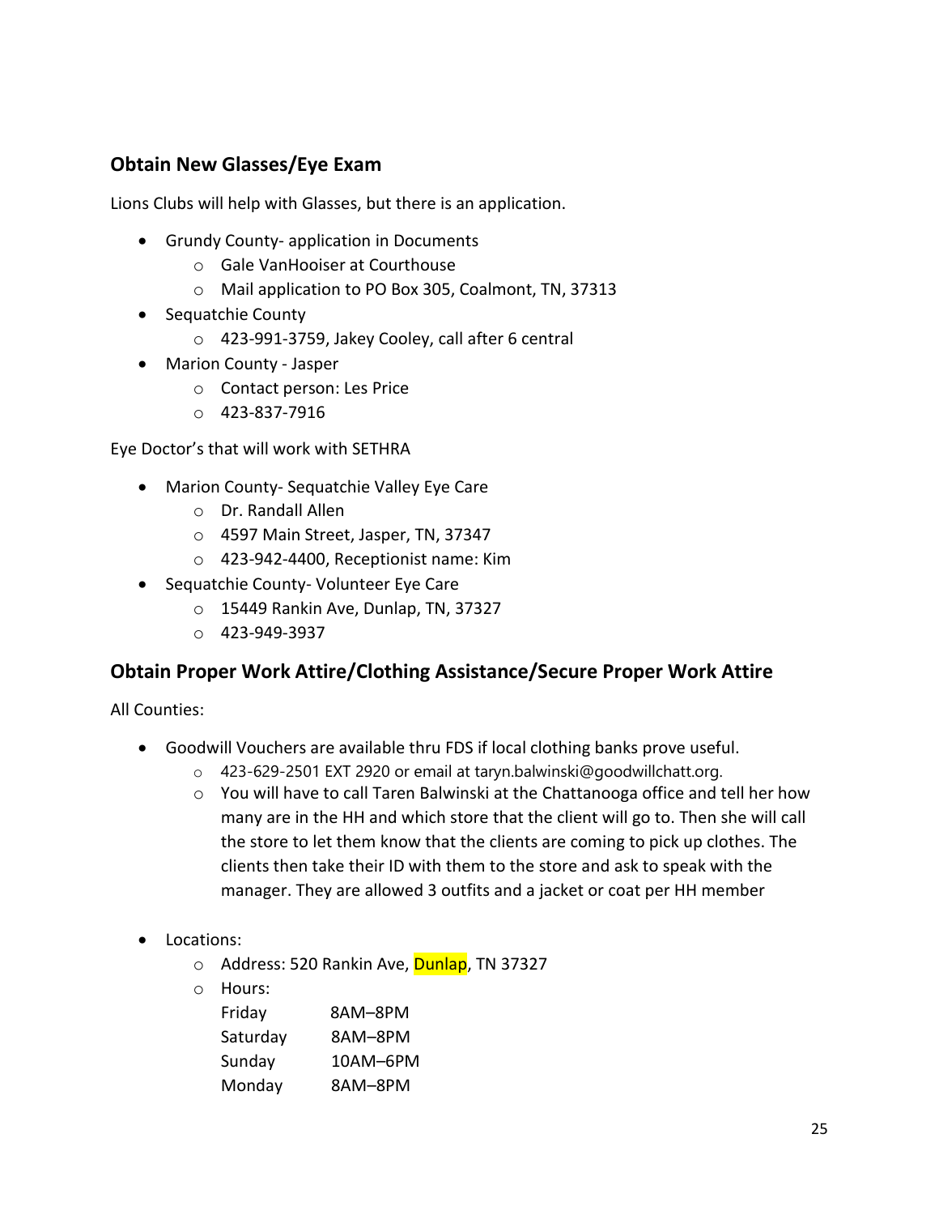## Obtain New Glasses/Eye Exam

Lions Clubs will help with Glasses, but there is an application.

- Grundy County- application in Documents
  - Gale VanHooiser at Courthouse
  - Mail application to PO Box 305, Coalmont, TN, 37313
- Sequatchie County
  - 423-991-3759, Jakey Cooley, call after 6 central
- Marion County - Jasper
  - Contact person: Les Price
  - 423-837-7916

Eye Doctor's that will work with SETHRA

- Marion County- Sequatchie Valley Eye Care
  - Dr. Randall Allen
  - 4597 Main Street, Jasper, TN, 37347
  - 423-942-4400, Receptionist name: Kim
- Sequatchie County- Volunteer Eye Care
  - 15449 Rankin Ave, Dunlap, TN, 37327
  - 423-949-3937

## Obtain Proper Work Attire/Clothing Assistance/Secure Proper Work Attire

All Counties:

- Goodwill Vouchers are available thru FDS if local clothing banks prove useful.
  - 423-629-2501 EXT 2920 or email at taryn.balwinski@goodwillchatt.org.
  - You will have to call Taren Balwinski at the Chattanooga office and tell her how many are in the HH and which store that the client will go to. Then she will call the store to let them know that the clients are coming to pick up clothes. The clients then take their ID with them to the store and ask to speak with the manager. They are allowed 3 outfits and a jacket or coat per HH member

- Locations:
  - Address: 520 Rankin Ave, Dunlap, TN 37327
  - Hours:

| | |
|---|---|
| Friday | 8AM–8PM |
| Saturday | 8AM–8PM |
| Sunday | 10AM–6PM |
| Monday | 8AM–8PM |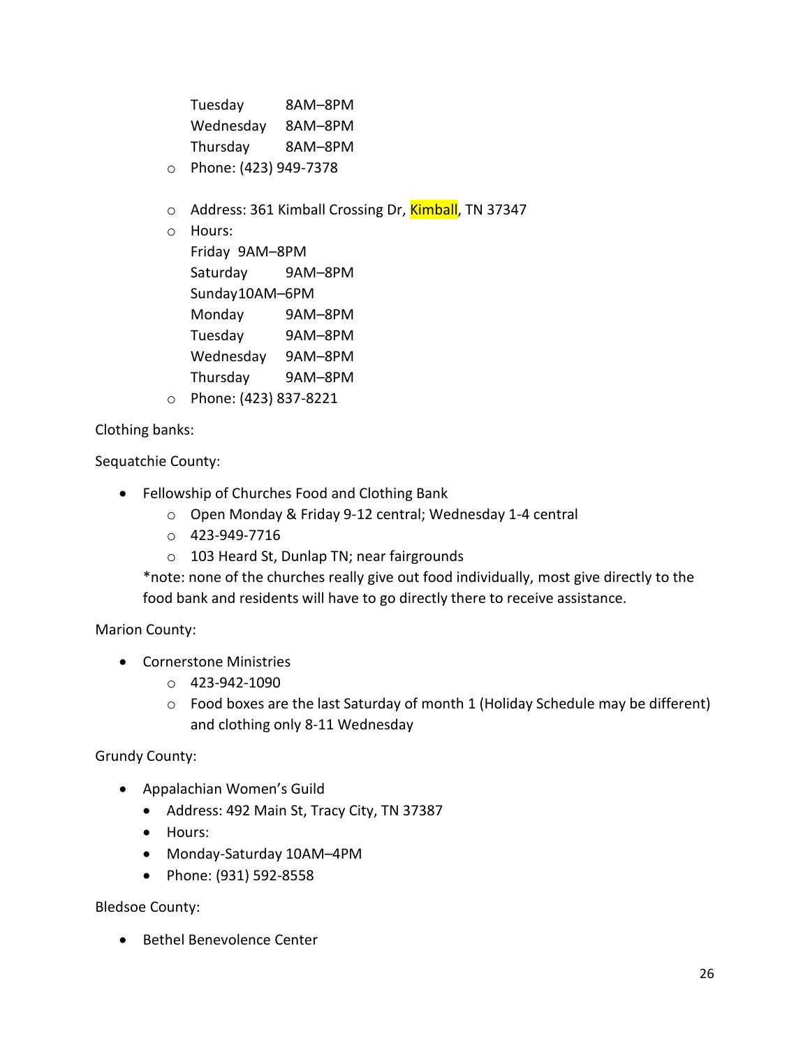Tuesday 8AM–8PM
    Wednesday 8AM–8PM
    Thursday 8AM–8PM
  - Phone: (423) 949-7378

  - Address: 361 Kimball Crossing Dr, Kimball, TN 37347
  - Hours:
    Friday 9AM–8PM
    Saturday 9AM–8PM
    Sunday 10AM–6PM
    Monday 9AM–8PM
    Tuesday 9AM–8PM
    Wednesday 9AM–8PM
    Thursday 9AM–8PM
  - Phone: (423) 837-8221

Clothing banks:

Sequatchie County:

- Fellowship of Churches Food and Clothing Bank
  - Open Monday & Friday 9-12 central; Wednesday 1-4 central
  - 423-949-7716
  - 103 Heard St, Dunlap TN; near fairgrounds

  *note: none of the churches really give out food individually, most give directly to the food bank and residents will have to go directly there to receive assistance.

Marion County:

- Cornerstone Ministries
  - 423-942-1090
  - Food boxes are the last Saturday of month 1 (Holiday Schedule may be different) and clothing only 8-11 Wednesday

Grundy County:

- Appalachian Women's Guild
  - Address: 492 Main St, Tracy City, TN 37387
  - Hours:
  - Monday-Saturday 10AM–4PM
  - Phone: (931) 592-8558

Bledsoe County:

- Bethel Benevolence Center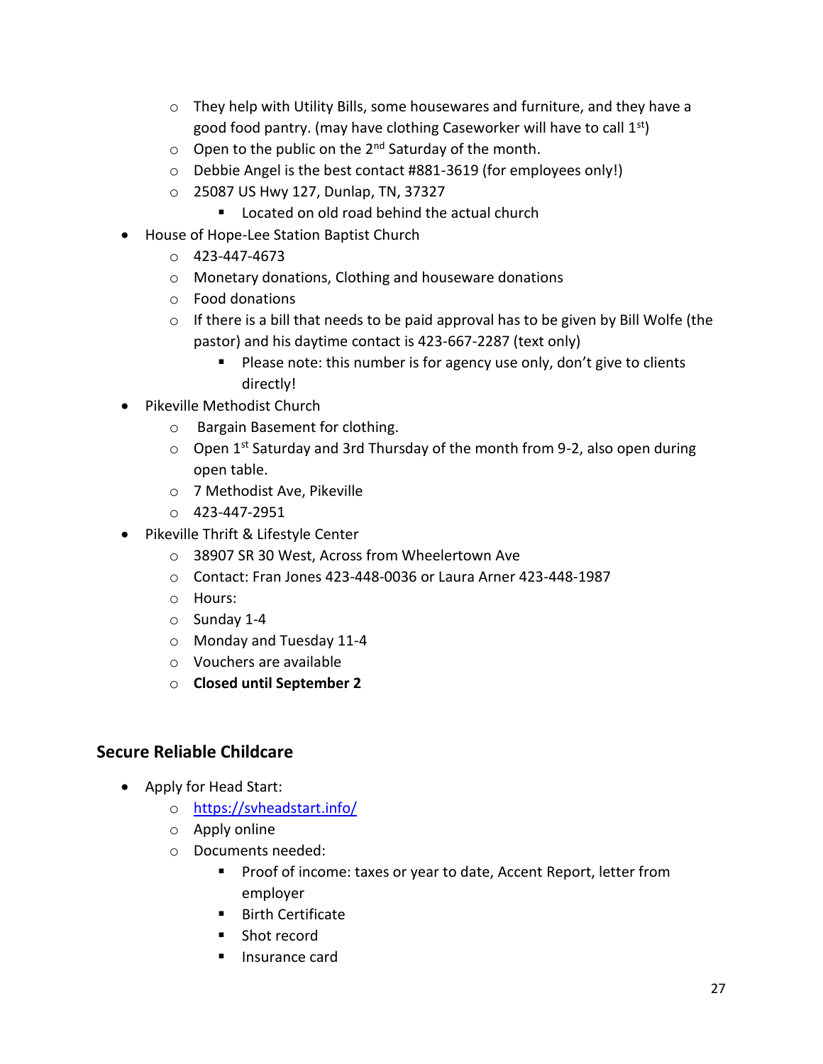- They help with Utility Bills, some housewares and furniture, and they have a good food pantry. (may have clothing Caseworker will have to call 1st)
    - Open to the public on the 2nd Saturday of the month.
    - Debbie Angel is the best contact #881-3619 (for employees only!)
    - 25087 US Hwy 127, Dunlap, TN, 37327
        - Located on old road behind the actual church
- House of Hope-Lee Station Baptist Church
    - 423-447-4673
    - Monetary donations, Clothing and houseware donations
    - Food donations
    - If there is a bill that needs to be paid approval has to be given by Bill Wolfe (the pastor) and his daytime contact is 423-667-2287 (text only)
        - Please note: this number is for agency use only, don't give to clients directly!
- Pikeville Methodist Church
    - Bargain Basement for clothing.
    - Open 1st Saturday and 3rd Thursday of the month from 9-2, also open during open table.
    - 7 Methodist Ave, Pikeville
    - 423-447-2951
- Pikeville Thrift & Lifestyle Center
    - 38907 SR 30 West, Across from Wheelertown Ave
    - Contact: Fran Jones 423-448-0036 or Laura Arner 423-448-1987
    - Hours:
    - Sunday 1-4
    - Monday and Tuesday 11-4
    - Vouchers are available
    - **Closed until September 2**

## Secure Reliable Childcare

- Apply for Head Start:
    - [https://svheadstart.info/](https://svheadstart.info/)
    - Apply online
    - Documents needed:
        - Proof of income: taxes or year to date, Accent Report, letter from employer
        - Birth Certificate
        - Shot record
        - Insurance card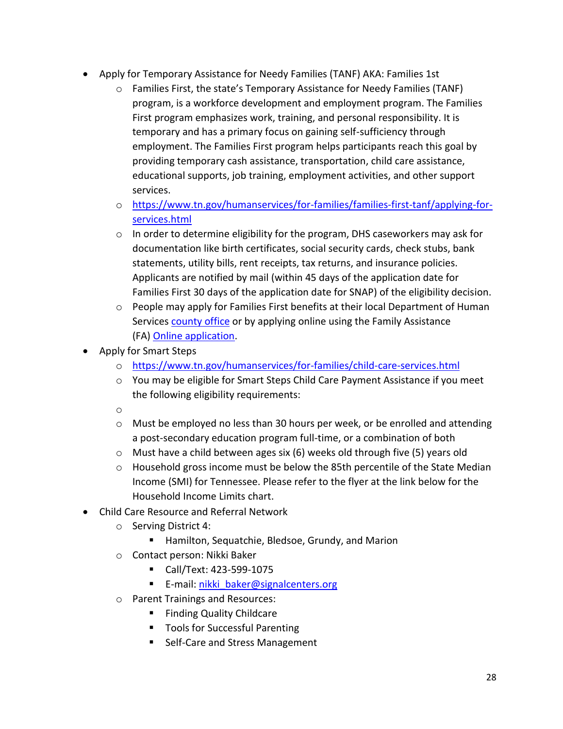- Apply for Temporary Assistance for Needy Families (TANF) AKA: Families 1st
    - Families First, the state's Temporary Assistance for Needy Families (TANF) program, is a workforce development and employment program. The Families First program emphasizes work, training, and personal responsibility. It is temporary and has a primary focus on gaining self-sufficiency through employment. The Families First program helps participants reach this goal by providing temporary cash assistance, transportation, child care assistance, educational supports, job training, employment activities, and other support services.
    - https://www.tn.gov/humanservices/for-families/families-first-tanf/applying-for-services.html
    - In order to determine eligibility for the program, DHS caseworkers may ask for documentation like birth certificates, social security cards, check stubs, bank statements, utility bills, rent receipts, tax returns, and insurance policies. Applicants are notified by mail (within 45 days of the application date for Families First 30 days of the application date for SNAP) of the eligibility decision.
    - People may apply for Families First benefits at their local Department of Human Services county office or by applying online using the Family Assistance (FA) Online application.
- Apply for Smart Steps
    - https://www.tn.gov/humanservices/for-families/child-care-services.html
    - You may be eligible for Smart Steps Child Care Payment Assistance if you meet the following eligibility requirements:
    - 
    - Must be employed no less than 30 hours per week, or be enrolled and attending a post-secondary education program full-time, or a combination of both
    - Must have a child between ages six (6) weeks old through five (5) years old
    - Household gross income must be below the 85th percentile of the State Median Income (SMI) for Tennessee. Please refer to the flyer at the link below for the Household Income Limits chart.
- Child Care Resource and Referral Network
    - Serving District 4:
        - Hamilton, Sequatchie, Bledsoe, Grundy, and Marion
    - Contact person: Nikki Baker
        - Call/Text: 423-599-1075
        - E-mail: nikki_baker@signalcenters.org
    - Parent Trainings and Resources:
        - Finding Quality Childcare
        - Tools for Successful Parenting
        - Self-Care and Stress Management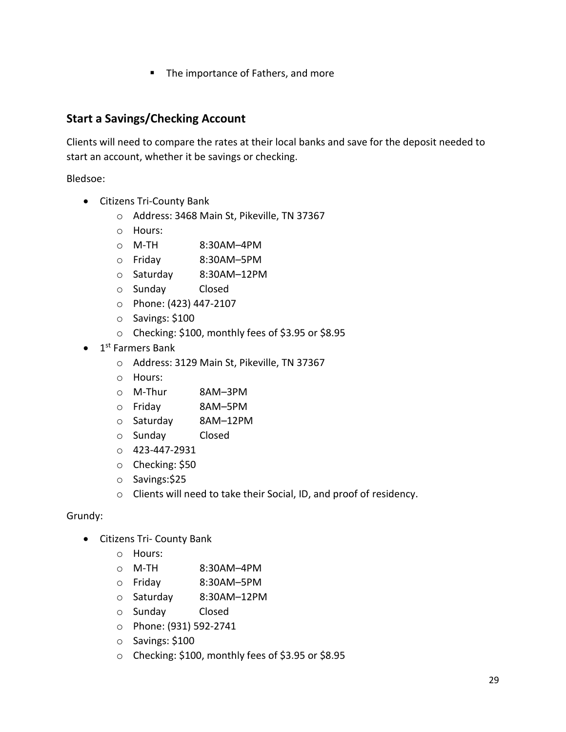- The importance of Fathers, and more

## Start a Savings/Checking Account

Clients will need to compare the rates at their local banks and save for the deposit needed to start an account, whether it be savings or checking.

Bledsoe:

- Citizens Tri-County Bank
  - Address: 3468 Main St, Pikeville, TN 37367
  - Hours:
  - M-TH 8:30AM–4PM
  - Friday 8:30AM–5PM
  - Saturday 8:30AM–12PM
  - Sunday Closed
  - Phone: (423) 447-2107
  - Savings: $100
  - Checking: $100, monthly fees of $3.95 or $8.95
- 1st Farmers Bank
  - Address: 3129 Main St, Pikeville, TN 37367
  - Hours:
  - M-Thur 8AM–3PM
  - Friday 8AM–5PM
  - Saturday 8AM–12PM
  - Sunday Closed
  - 423-447-2931
  - Checking: $50
  - Savings:$25
  - Clients will need to take their Social, ID, and proof of residency.

Grundy:

- Citizens Tri- County Bank
  - Hours:
  - M-TH 8:30AM–4PM
  - Friday 8:30AM–5PM
  - Saturday 8:30AM–12PM
  - Sunday Closed
  - Phone: (931) 592-2741
  - Savings: $100
  - Checking: $100, monthly fees of $3.95 or $8.95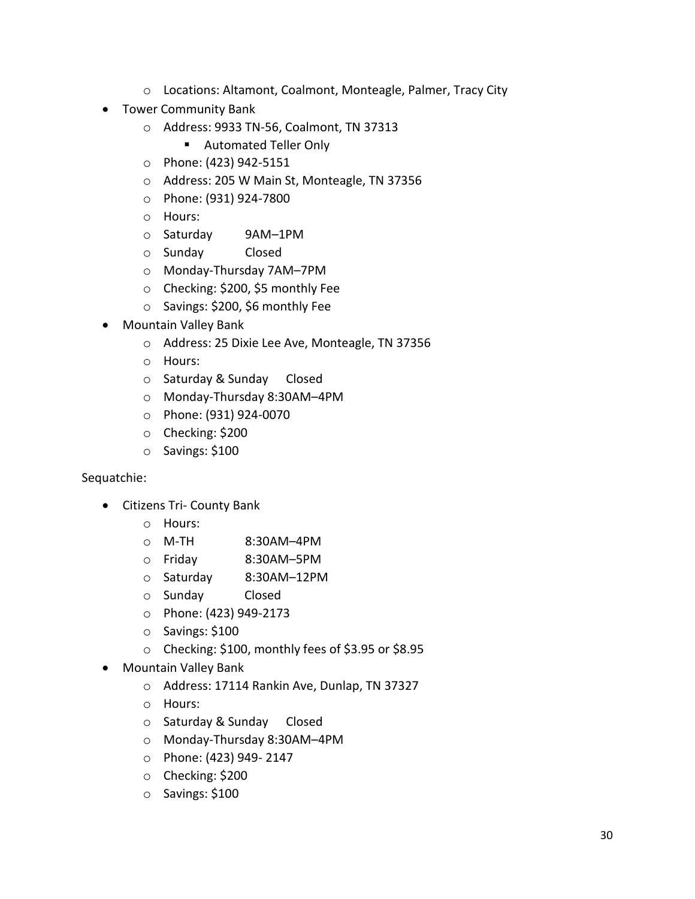- Locations: Altamont, Coalmont, Monteagle, Palmer, Tracy City
- Tower Community Bank
  - Address: 9933 TN-56, Coalmont, TN 37313
    - Automated Teller Only
  - Phone: (423) 942-5151
  - Address: 205 W Main St, Monteagle, TN 37356
  - Phone: (931) 924-7800
  - Hours:
  - Saturday 9AM–1PM
  - Sunday Closed
  - Monday-Thursday 7AM–7PM
  - Checking: $200, $5 monthly Fee
  - Savings: $200, $6 monthly Fee
- Mountain Valley Bank
  - Address: 25 Dixie Lee Ave, Monteagle, TN 37356
  - Hours:
  - Saturday & Sunday Closed
  - Monday-Thursday 8:30AM–4PM
  - Phone: (931) 924-0070
  - Checking: $200
  - Savings: $100

Sequatchie:

- Citizens Tri- County Bank
  - Hours:
  - M-TH 8:30AM–4PM
  - Friday 8:30AM–5PM
  - Saturday 8:30AM–12PM
  - Sunday Closed
  - Phone: (423) 949-2173
  - Savings: $100
  - Checking: $100, monthly fees of $3.95 or $8.95
- Mountain Valley Bank
  - Address: 17114 Rankin Ave, Dunlap, TN 37327
  - Hours:
  - Saturday & Sunday Closed
  - Monday-Thursday 8:30AM–4PM
  - Phone: (423) 949- 2147
  - Checking: $200
  - Savings: $100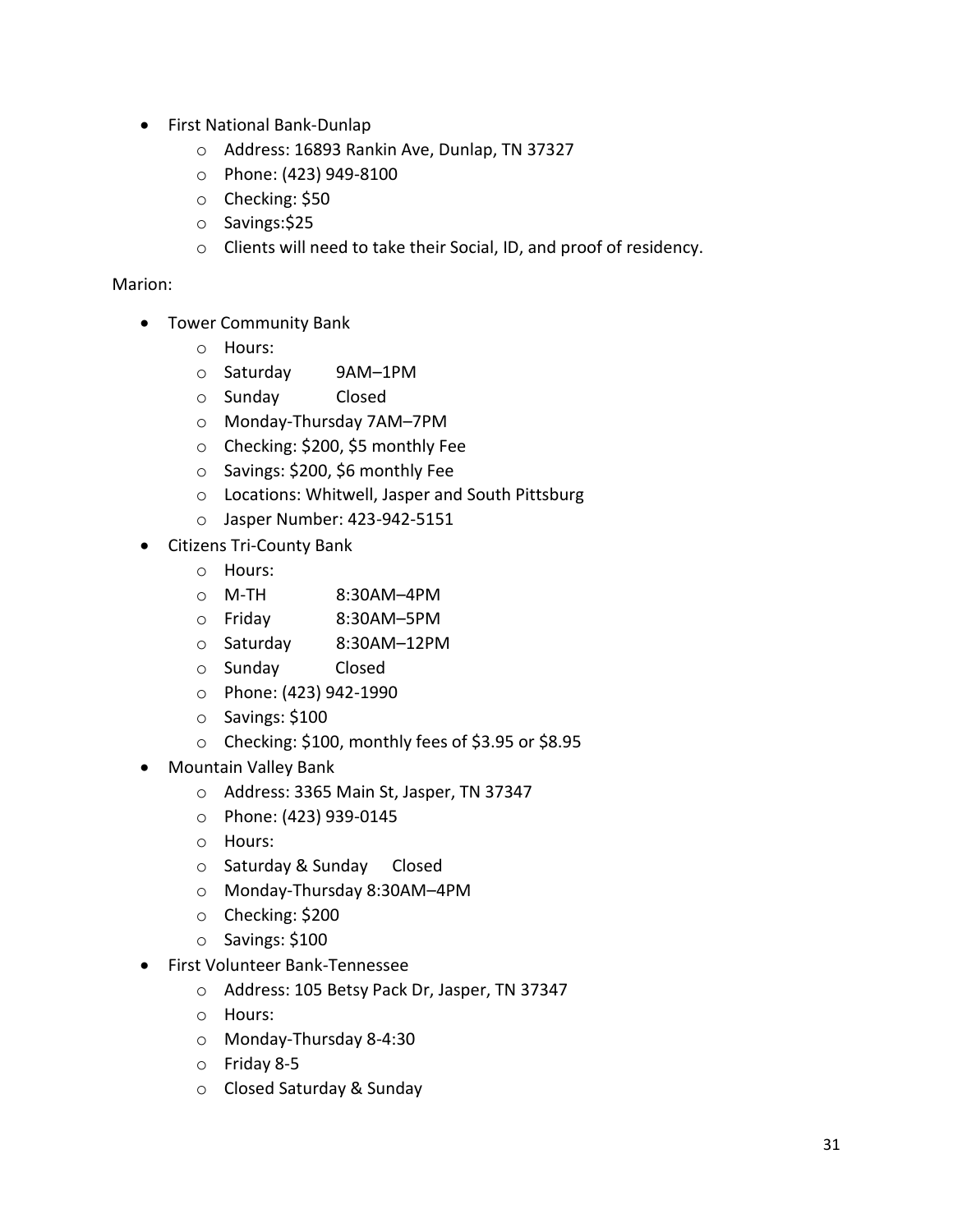- First National Bank-Dunlap
    - Address: 16893 Rankin Ave, Dunlap, TN 37327
    - Phone: (423) 949-8100
    - Checking: $50
    - Savings:$25
    - Clients will need to take their Social, ID, and proof of residency.

Marion:

- Tower Community Bank
    - Hours:
    - Saturday 9AM–1PM
    - Sunday Closed
    - Monday-Thursday 7AM–7PM
    - Checking: $200, $5 monthly Fee
    - Savings: $200, $6 monthly Fee
    - Locations: Whitwell, Jasper and South Pittsburg
    - Jasper Number: 423-942-5151
- Citizens Tri-County Bank
    - Hours:
    - M-TH 8:30AM–4PM
    - Friday 8:30AM–5PM
    - Saturday 8:30AM–12PM
    - Sunday Closed
    - Phone: (423) 942-1990
    - Savings: $100
    - Checking: $100, monthly fees of $3.95 or $8.95
- Mountain Valley Bank
    - Address: 3365 Main St, Jasper, TN 37347
    - Phone: (423) 939-0145
    - Hours:
    - Saturday & Sunday Closed
    - Monday-Thursday 8:30AM–4PM
    - Checking: $200
    - Savings: $100
- First Volunteer Bank-Tennessee
    - Address: 105 Betsy Pack Dr, Jasper, TN 37347
    - Hours:
    - Monday-Thursday 8-4:30
    - Friday 8-5
    - Closed Saturday & Sunday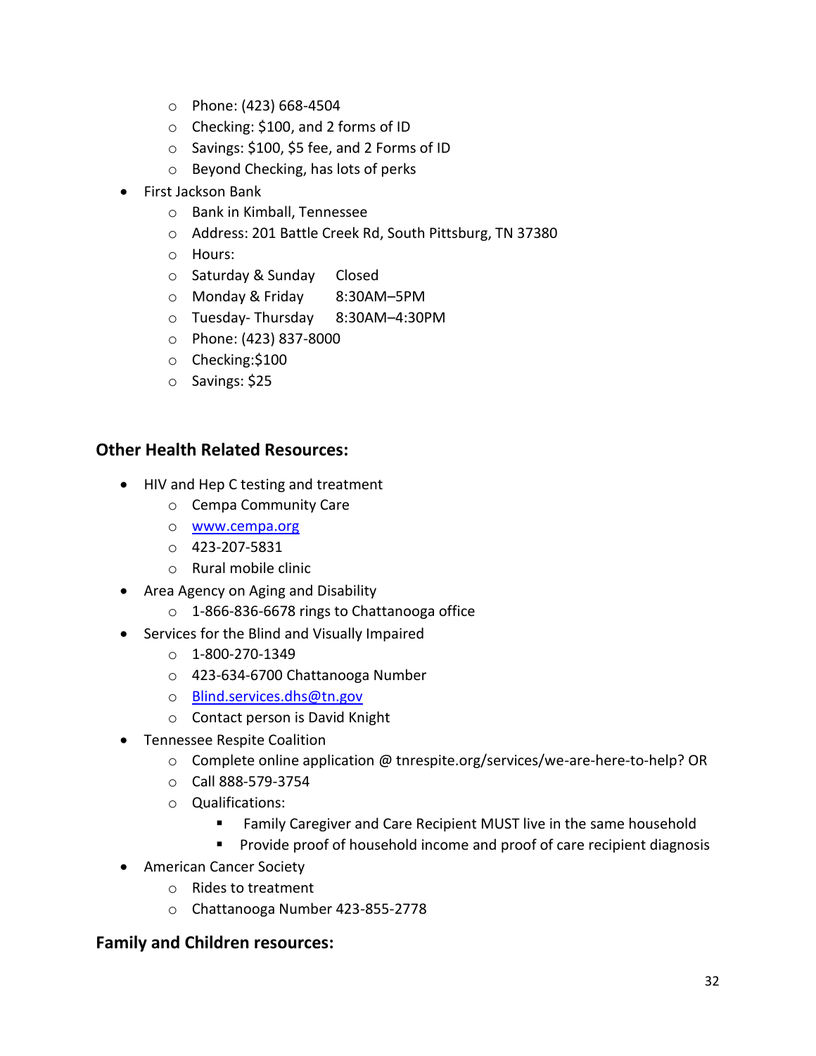- Phone: (423) 668-4504
  - Checking: $100, and 2 forms of ID
  - Savings: $100, $5 fee, and 2 Forms of ID
  - Beyond Checking, has lots of perks
- First Jackson Bank
  - Bank in Kimball, Tennessee
  - Address: 201 Battle Creek Rd, South Pittsburg, TN 37380
  - Hours:
  - Saturday & Sunday Closed
  - Monday & Friday 8:30AM–5PM
  - Tuesday- Thursday 8:30AM–4:30PM
  - Phone: (423) 837-8000
  - Checking:$100
  - Savings: $25

## Other Health Related Resources:

- HIV and Hep C testing and treatment
  - Cempa Community Care
  - www.cempa.org
  - 423-207-5831
  - Rural mobile clinic
- Area Agency on Aging and Disability
  - 1-866-836-6678 rings to Chattanooga office
- Services for the Blind and Visually Impaired
  - 1-800-270-1349
  - 423-634-6700 Chattanooga Number
  - Blind.services.dhs@tn.gov
  - Contact person is David Knight
- Tennessee Respite Coalition
  - Complete online application @ tnrespite.org/services/we-are-here-to-help? OR
  - Call 888-579-3754
  - Qualifications:
    - Family Caregiver and Care Recipient MUST live in the same household
    - Provide proof of household income and proof of care recipient diagnosis
- American Cancer Society
  - Rides to treatment
  - Chattanooga Number 423-855-2778

## Family and Children resources: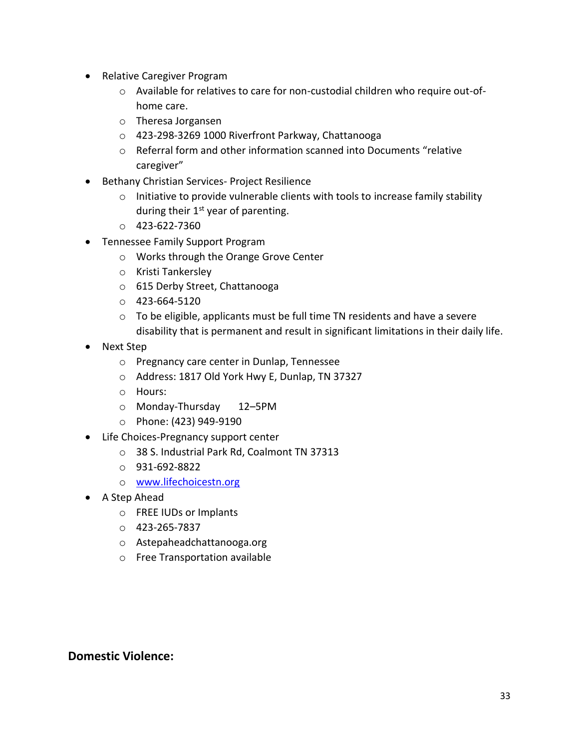- Relative Caregiver Program
    - Available for relatives to care for non-custodial children who require out-of-home care.
    - Theresa Jorgansen
    - 423-298-3269 1000 Riverfront Parkway, Chattanooga
    - Referral form and other information scanned into Documents “relative caregiver”
- Bethany Christian Services- Project Resilience
    - Initiative to provide vulnerable clients with tools to increase family stability during their 1st year of parenting.
    - 423-622-7360
- Tennessee Family Support Program
    - Works through the Orange Grove Center
    - Kristi Tankersley
    - 615 Derby Street, Chattanooga
    - 423-664-5120
    - To be eligible, applicants must be full time TN residents and have a severe disability that is permanent and result in significant limitations in their daily life.
- Next Step
    - Pregnancy care center in Dunlap, Tennessee
    - Address: 1817 Old York Hwy E, Dunlap, TN 37327
    - Hours:
    - Monday-Thursday 12–5PM
    - Phone: (423) 949-9190
- Life Choices-Pregnancy support center
    - 38 S. Industrial Park Rd, Coalmont TN 37313
    - 931-692-8822
    - [www.lifechoicestn.org](http://www.lifechoicestn.org)
- A Step Ahead
    - FREE IUDs or Implants
    - 423-265-7837
    - Astepaheadchattanooga.org
    - Free Transportation available

## Domestic Violence: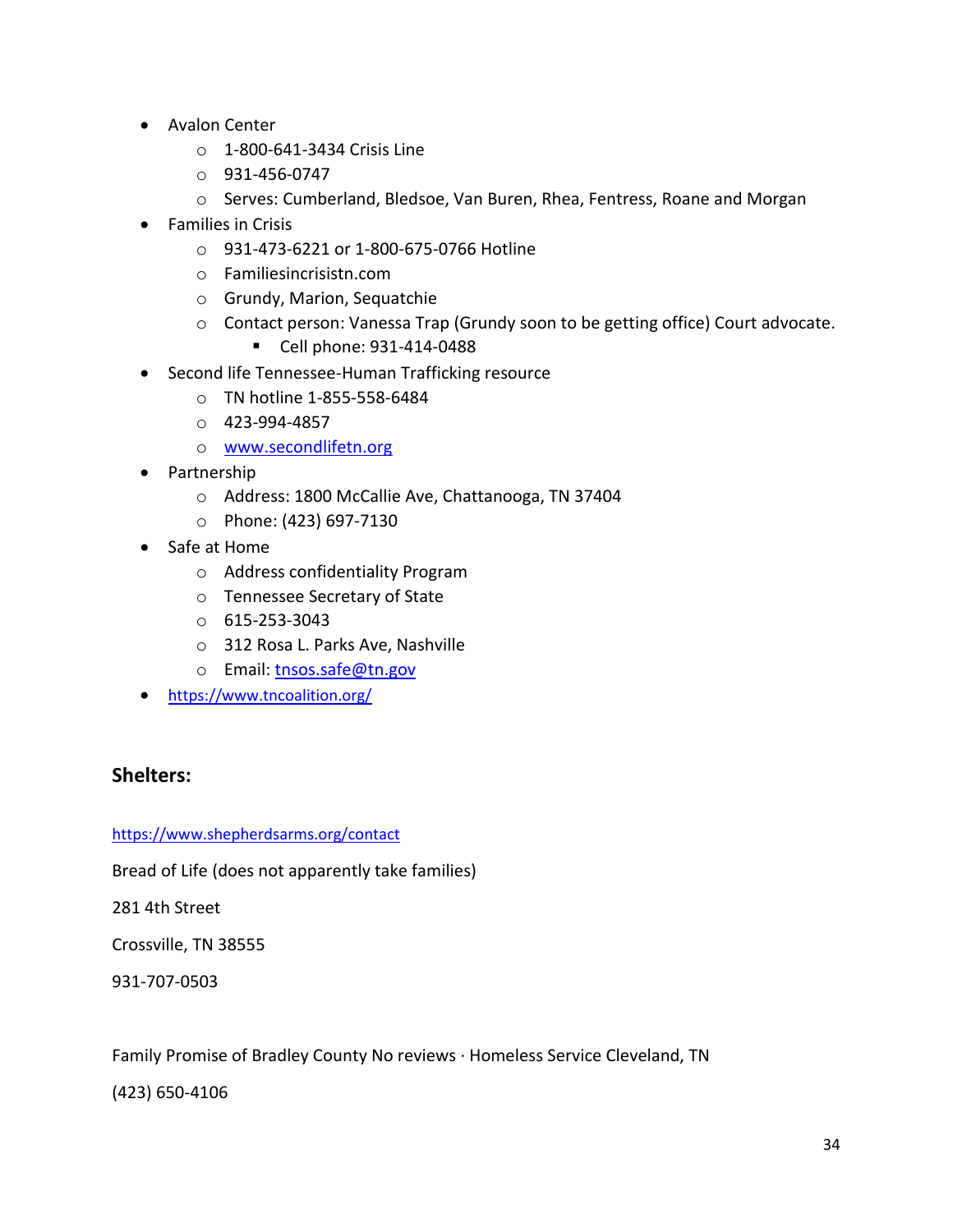- Avalon Center
    - 1-800-641-3434 Crisis Line
    - 931-456-0747
    - Serves: Cumberland, Bledsoe, Van Buren, Rhea, Fentress, Roane and Morgan
- Families in Crisis
    - 931-473-6221 or 1-800-675-0766 Hotline
    - Familiesincrisistn.com
    - Grundy, Marion, Sequatchie
    - Contact person: Vanessa Trap (Grundy soon to be getting office) Court advocate.
        - Cell phone: 931-414-0488
- Second life Tennessee-Human Trafficking resource
    - TN hotline 1-855-558-6484
    - 423-994-4857
    - [www.secondlifetn.org](http://www.secondlifetn.org)
- Partnership
    - Address: 1800 McCallie Ave, Chattanooga, TN 37404
    - Phone: (423) 697-7130
- Safe at Home
    - Address confidentiality Program
    - Tennessee Secretary of State
    - 615-253-3043
    - 312 Rosa L. Parks Ave, Nashville
    - Email: [tnsos.safe@tn.gov](mailto:tnsos.safe@tn.gov)
- [https://www.tncoalition.org/](https://www.tncoalition.org/)

## Shelters:

[https://www.shepherdsarms.org/contact](https://www.shepherdsarms.org/contact)

Bread of Life (does not apparently take families)

281 4th Street

Crossville, TN 38555

931-707-0503

Family Promise of Bradley County No reviews · Homeless Service Cleveland, TN

(423) 650-4106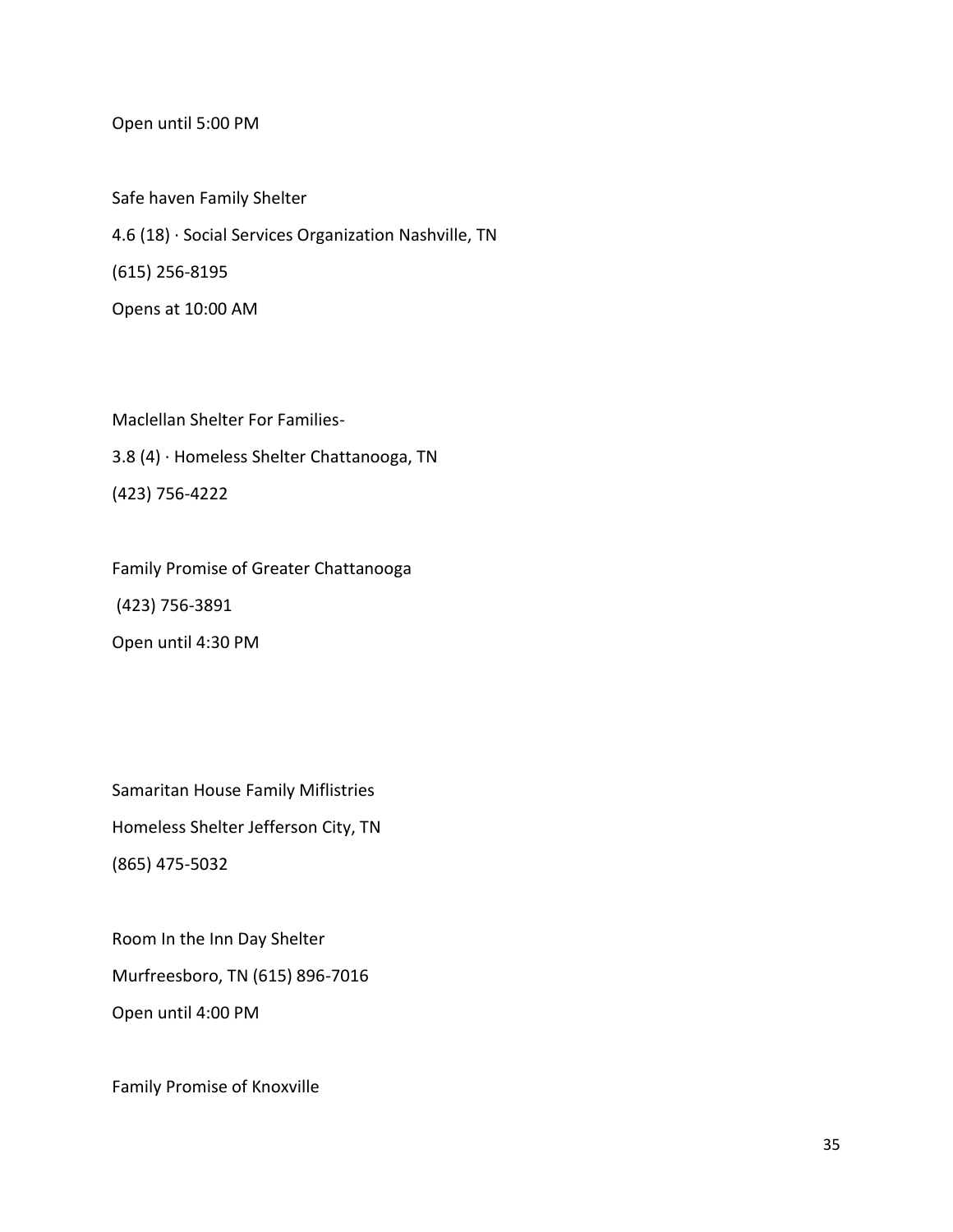Open until 5:00 PM

Safe haven Family Shelter

4.6 (18) · Social Services Organization Nashville, TN

(615) 256-8195

Opens at 10:00 AM

Maclellan Shelter For Families-

3.8 (4) · Homeless Shelter Chattanooga, TN

(423) 756-4222

Family Promise of Greater Chattanooga

(423) 756-3891

Open until 4:30 PM

Samaritan House Family Miflistries

Homeless Shelter Jefferson City, TN

(865) 475-5032

Room In the Inn Day Shelter

Murfreesboro, TN (615) 896-7016

Open until 4:00 PM

Family Promise of Knoxville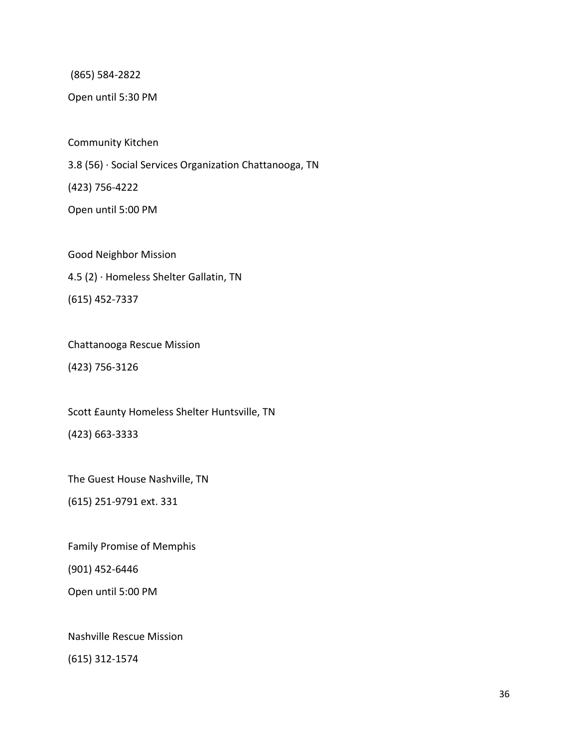(865) 584-2822

Open until 5:30 PM

Community Kitchen

3.8 (56) · Social Services Organization Chattanooga, TN

(423) 756-4222

Open until 5:00 PM

Good Neighbor Mission

4.5 (2) · Homeless Shelter Gallatin, TN

(615) 452-7337

Chattanooga Rescue Mission

(423) 756-3126

Scott £aunty Homeless Shelter Huntsville, TN

(423) 663-3333

The Guest House Nashville, TN

(615) 251-9791 ext. 331

Family Promise of Memphis

(901) 452-6446

Open until 5:00 PM

Nashville Rescue Mission

(615) 312-1574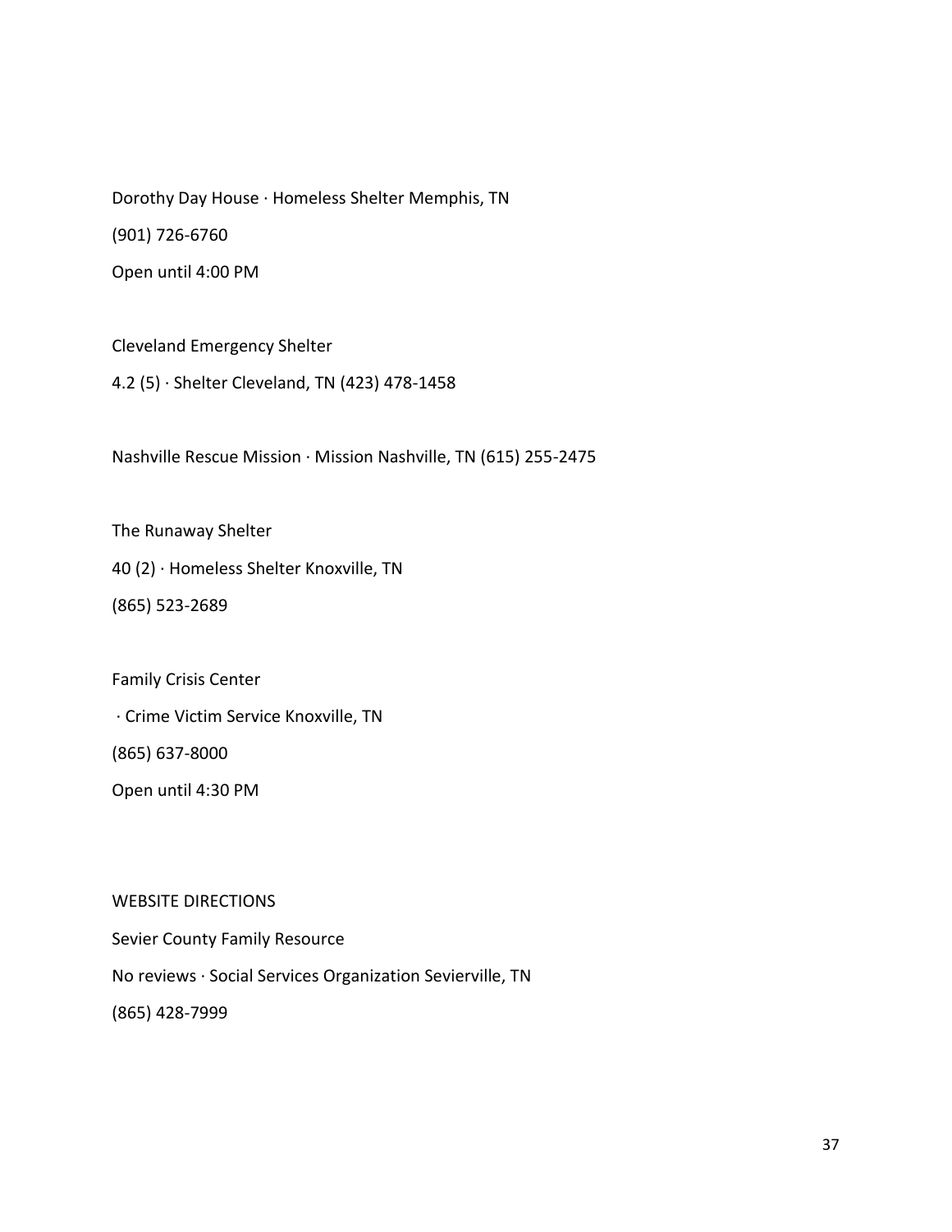Dorothy Day House · Homeless Shelter Memphis, TN

(901) 726-6760

Open until 4:00 PM

Cleveland Emergency Shelter

4.2 (5) · Shelter Cleveland, TN (423) 478-1458

Nashville Rescue Mission · Mission Nashville, TN (615) 255-2475

The Runaway Shelter

40 (2) · Homeless Shelter Knoxville, TN

(865) 523-2689

Family Crisis Center

· Crime Victim Service Knoxville, TN

(865) 637-8000

Open until 4:30 PM

WEBSITE DIRECTIONS

Sevier County Family Resource

No reviews · Social Services Organization Sevierville, TN

(865) 428-7999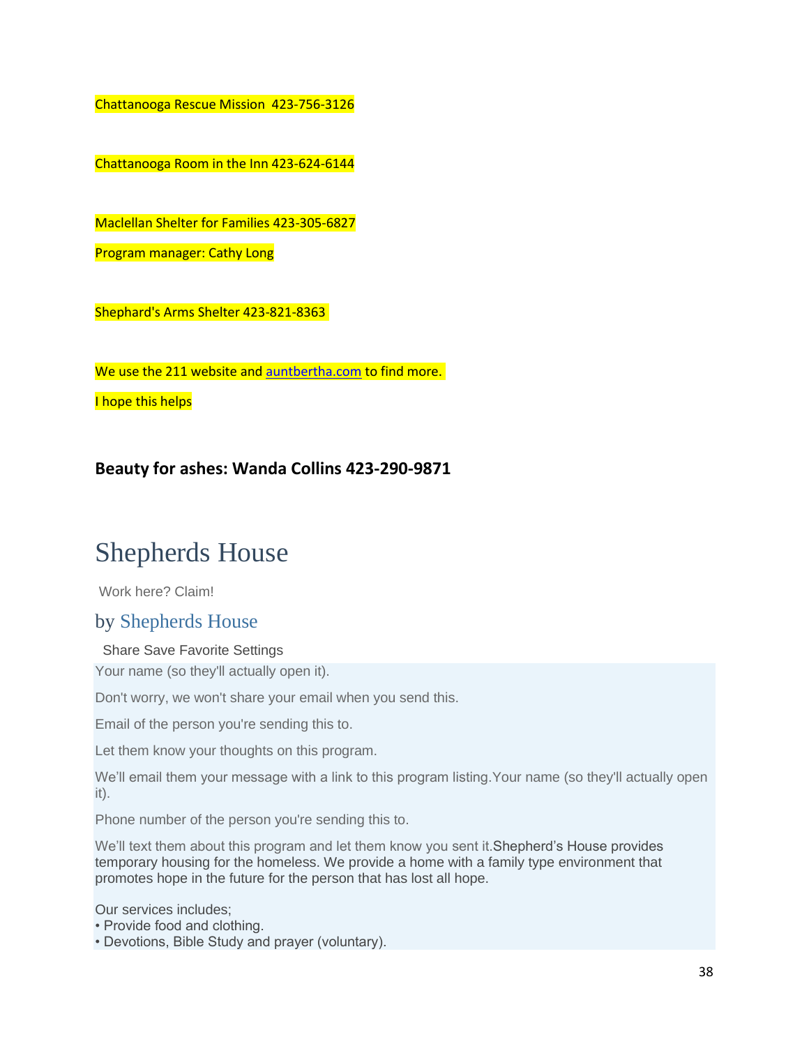Chattanooga Rescue Mission 423-756-3126

Chattanooga Room in the Inn 423-624-6144

Maclellan Shelter for Families 423-305-6827

Program manager: Cathy Long

Shephard's Arms Shelter 423-821-8363

We use the 211 website and auntbertha.com to find more.

I hope this helps

**Beauty for ashes: Wanda Collins 423-290-9871**

# Shepherds House

Work here? Claim!

## by Shepherds House

Share Save Favorite Settings

Your name (so they'll actually open it).

Don't worry, we won't share your email when you send this.

Email of the person you're sending this to.

Let them know your thoughts on this program.

We'll email them your message with a link to this program listing.Your name (so they'll actually open it).

Phone number of the person you're sending this to.

We'll text them about this program and let them know you sent it.Shepherd's House provides temporary housing for the homeless. We provide a home with a family type environment that promotes hope in the future for the person that has lost all hope.

Our services includes;
- Provide food and clothing.
- Devotions, Bible Study and prayer (voluntary).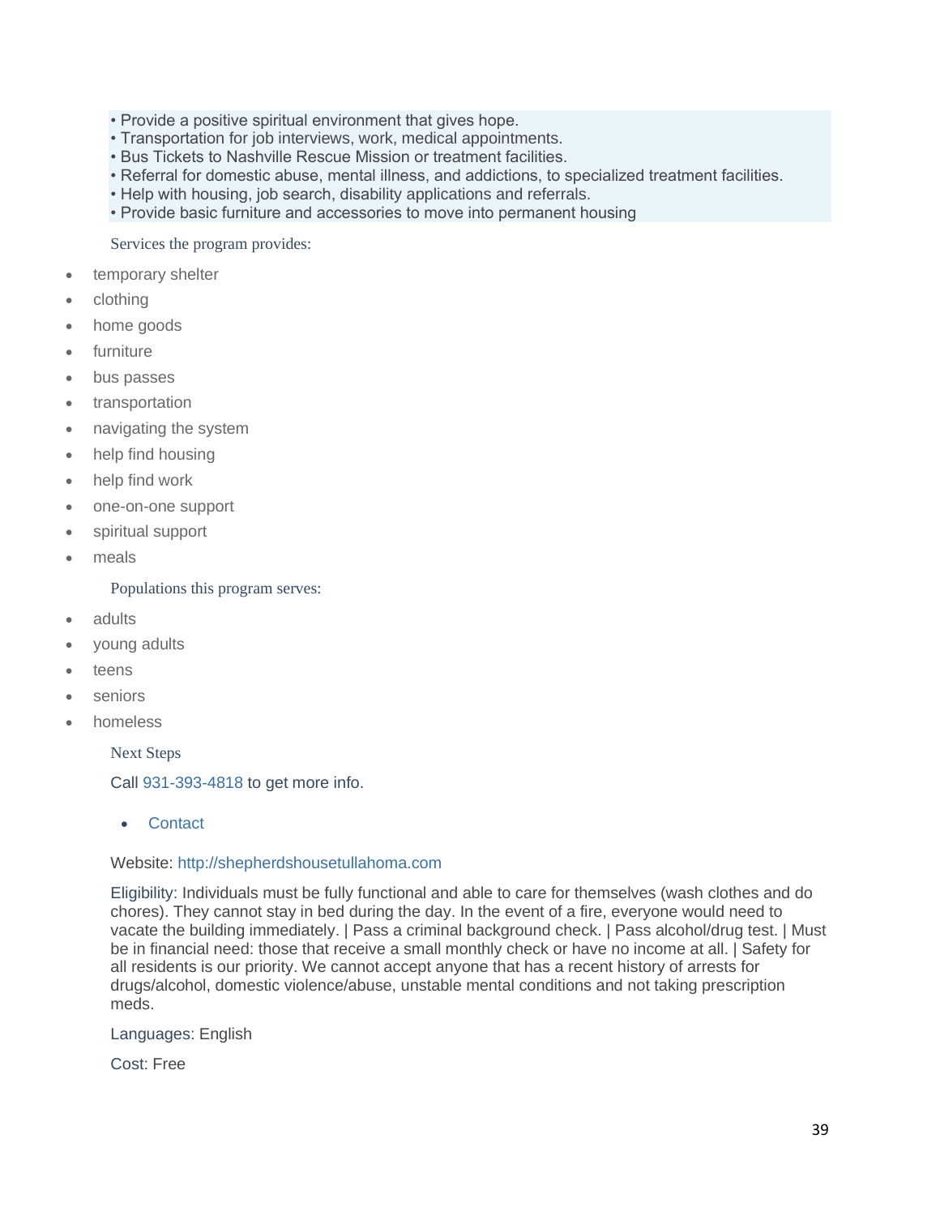• Provide a positive spiritual environment that gives hope.
• Transportation for job interviews, work, medical appointments.
• Bus Tickets to Nashville Rescue Mission or treatment facilities.
• Referral for domestic abuse, mental illness, and addictions, to specialized treatment facilities.
• Help with housing, job search, disability applications and referrals.
• Provide basic furniture and accessories to move into permanent housing

Services the program provides:

- temporary shelter
- clothing
- home goods
- furniture
- bus passes
- transportation
- navigating the system
- help find housing
- help find work
- one-on-one support
- spiritual support
- meals

Populations this program serves:

- adults
- young adults
- teens
- seniors
- homeless

Next Steps

Call 931-393-4818 to get more info.

- Contact

Website: http://shepherdshousetullahoma.com

Eligibility: Individuals must be fully functional and able to care for themselves (wash clothes and do chores). They cannot stay in bed during the day. In the event of a fire, everyone would need to vacate the building immediately. | Pass a criminal background check. | Pass alcohol/drug test. | Must be in financial need: those that receive a small monthly check or have no income at all. | Safety for all residents is our priority. We cannot accept anyone that has a recent history of arrests for drugs/alcohol, domestic violence/abuse, unstable mental conditions and not taking prescription meds.

Languages: English

Cost: Free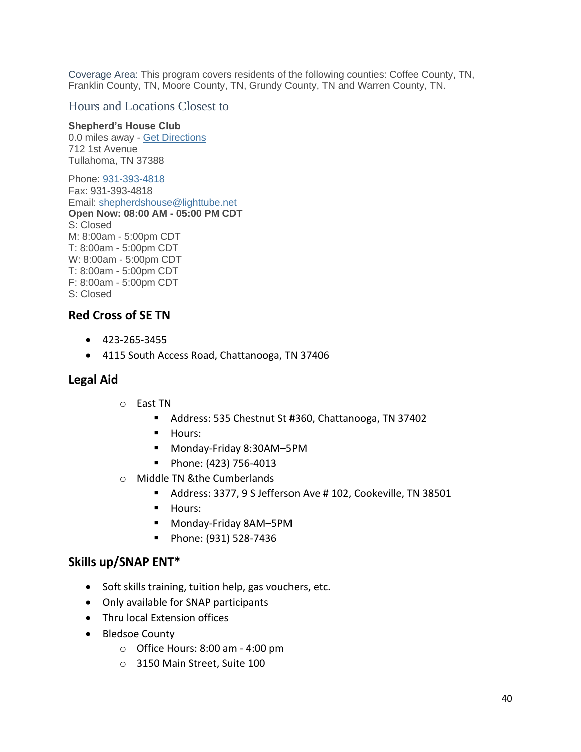Coverage Area: This program covers residents of the following counties: Coffee County, TN, Franklin County, TN, Moore County, TN, Grundy County, TN and Warren County, TN.

### Hours and Locations Closest to

**Shepherd's House Club**
0.0 miles away - Get Directions
712 1st Avenue
Tullahoma, TN 37388

Phone: 931-393-4818
Fax: 931-393-4818
Email: shepherdshouse@lighttube.net
**Open Now: 08:00 AM - 05:00 PM CDT**
S: Closed
M: 8:00am - 5:00pm CDT
T: 8:00am - 5:00pm CDT
W: 8:00am - 5:00pm CDT
T: 8:00am - 5:00pm CDT
F: 8:00am - 5:00pm CDT
S: Closed

## Red Cross of SE TN

- 423-265-3455
- 4115 South Access Road, Chattanooga, TN 37406

## Legal Aid

- East TN
  - Address: 535 Chestnut St #360, Chattanooga, TN 37402
  - Hours:
  - Monday-Friday 8:30AM–5PM
  - Phone: (423) 756-4013
- Middle TN &the Cumberlands
  - Address: 3377, 9 S Jefferson Ave # 102, Cookeville, TN 38501
  - Hours:
  - Monday-Friday 8AM–5PM
  - Phone: (931) 528-7436

## Skills up/SNAP ENT*

- Soft skills training, tuition help, gas vouchers, etc.
- Only available for SNAP participants
- Thru local Extension offices
- Bledsoe County
  - Office Hours: 8:00 am - 4:00 pm
  - 3150 Main Street, Suite 100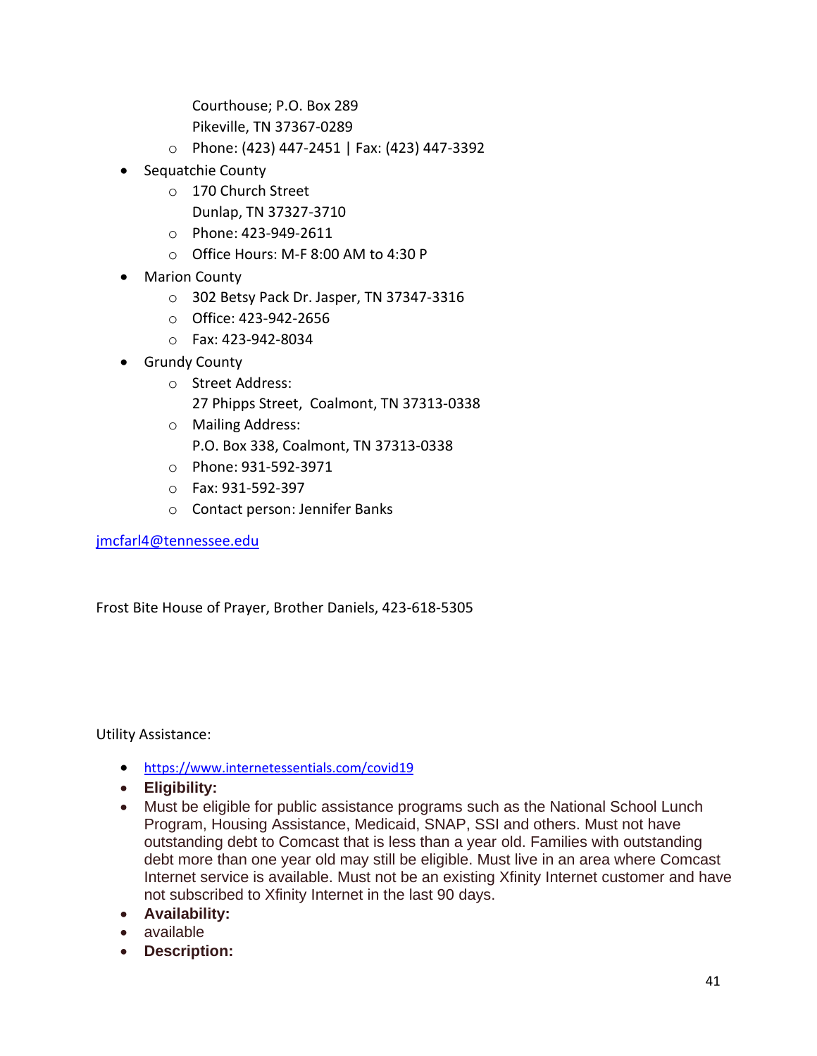Courthouse; P.O. Box 289
  Pikeville, TN 37367-0289
  - Phone: (423) 447-2451 | Fax: (423) 447-3392
- Sequatchie County
  - 170 Church Street
    Dunlap, TN 37327-3710
  - Phone: 423-949-2611
  - Office Hours: M-F 8:00 AM to 4:30 P
- Marion County
  - 302 Betsy Pack Dr. Jasper, TN 37347-3316
  - Office: 423-942-2656
  - Fax: 423-942-8034
- Grundy County
  - Street Address:
    27 Phipps Street, Coalmont, TN 37313-0338
  - Mailing Address:
    P.O. Box 338, Coalmont, TN 37313-0338
  - Phone: 931-592-3971
  - Fax: 931-592-397
  - Contact person: Jennifer Banks

jmcfarl4@tennessee.edu

Frost Bite House of Prayer, Brother Daniels, 423-618-5305

Utility Assistance:

- https://www.internetessentials.com/covid19
- **Eligibility:**
- Must be eligible for public assistance programs such as the National School Lunch Program, Housing Assistance, Medicaid, SNAP, SSI and others. Must not have outstanding debt to Comcast that is less than a year old. Families with outstanding debt more than one year old may still be eligible. Must live in an area where Comcast Internet service is available. Must not be an existing Xfinity Internet customer and have not subscribed to Xfinity Internet in the last 90 days.
- **Availability:**
- available
- **Description:**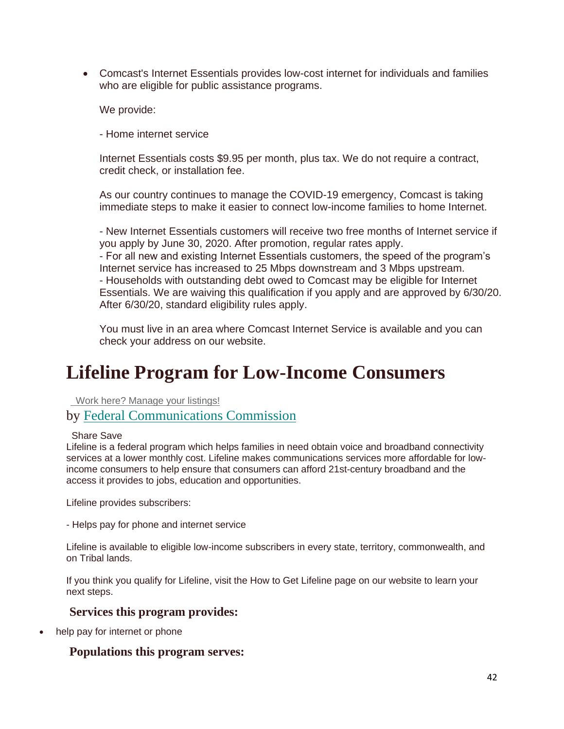- Comcast's Internet Essentials provides low-cost internet for individuals and families who are eligible for public assistance programs.

  We provide:

  - Home internet service

  Internet Essentials costs $9.95 per month, plus tax. We do not require a contract, credit check, or installation fee.

  As our country continues to manage the COVID-19 emergency, Comcast is taking immediate steps to make it easier to connect low-income families to home Internet.

  - New Internet Essentials customers will receive two free months of Internet service if you apply by June 30, 2020. After promotion, regular rates apply.
  - For all new and existing Internet Essentials customers, the speed of the program's Internet service has increased to 25 Mbps downstream and 3 Mbps upstream.
  - Households with outstanding debt owed to Comcast may be eligible for Internet Essentials. We are waiving this qualification if you apply and are approved by 6/30/20. After 6/30/20, standard eligibility rules apply.

  You must live in an area where Comcast Internet Service is available and you can check your address on our website.

# Lifeline Program for Low-Income Consumers

Work here? Manage your listings!

by Federal Communications Commission

Share Save

Lifeline is a federal program which helps families in need obtain voice and broadband connectivity services at a lower monthly cost. Lifeline makes communications services more affordable for low-income consumers to help ensure that consumers can afford 21st-century broadband and the access it provides to jobs, education and opportunities.

Lifeline provides subscribers:

- Helps pay for phone and internet service

Lifeline is available to eligible low-income subscribers in every state, territory, commonwealth, and on Tribal lands.

If you think you qualify for Lifeline, visit the How to Get Lifeline page on our website to learn your next steps.

### Services this program provides:

- help pay for internet or phone

### Populations this program serves: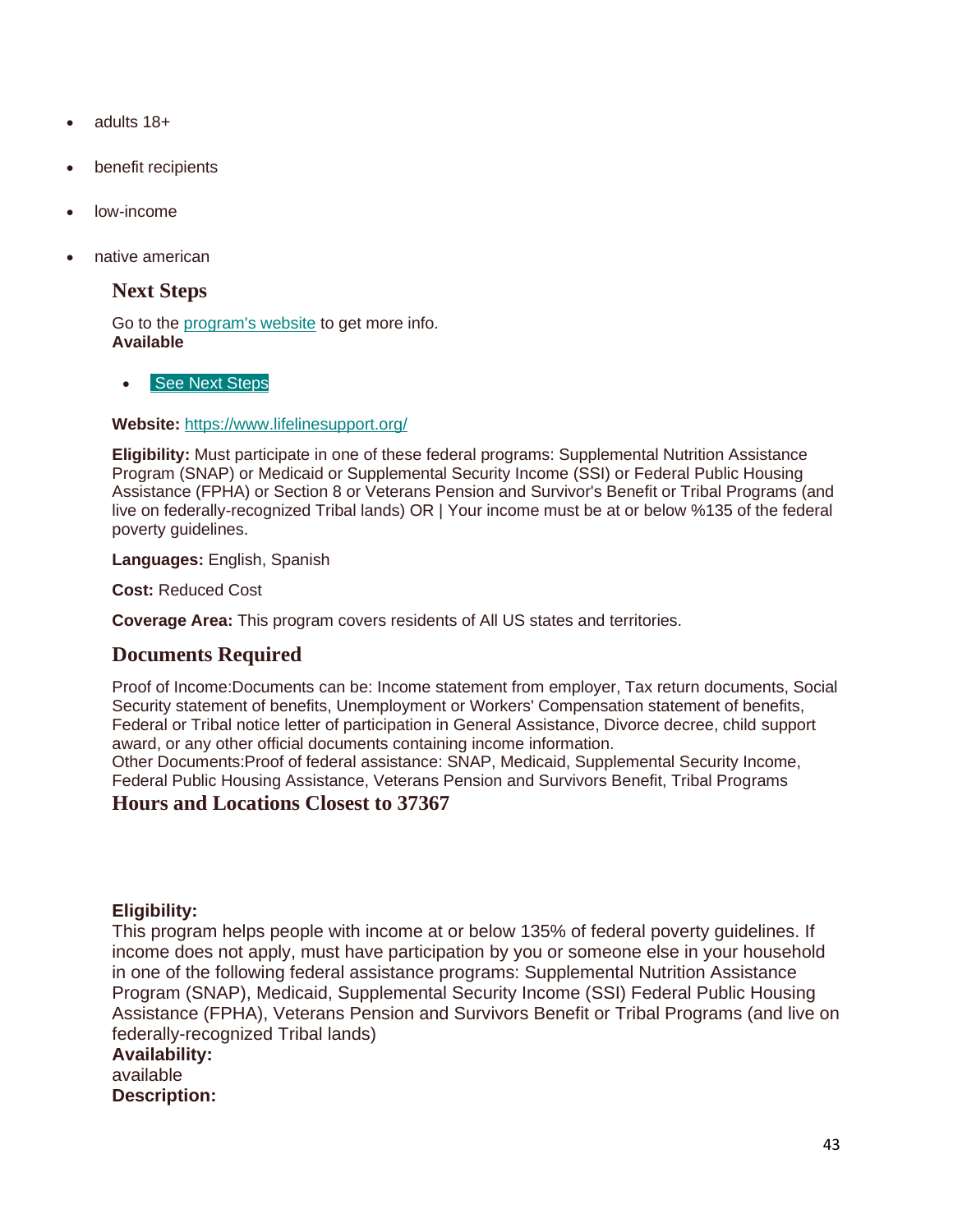- adults 18+
- benefit recipients
- low-income
- native american

## Next Steps

Go to the [program's website](https://www.lifelinesupport.org/) to get more info.
**Available**

- See Next Steps

**Website:** https://www.lifelinesupport.org/

**Eligibility:** Must participate in one of these federal programs: Supplemental Nutrition Assistance Program (SNAP) or Medicaid or Supplemental Security Income (SSI) or Federal Public Housing Assistance (FPHA) or Section 8 or Veterans Pension and Survivor's Benefit or Tribal Programs (and live on federally-recognized Tribal lands) OR | Your income must be at or below %135 of the federal poverty guidelines.

**Languages:** English, Spanish

**Cost:** Reduced Cost

**Coverage Area:** This program covers residents of All US states and territories.

## Documents Required

Proof of Income:Documents can be: Income statement from employer, Tax return documents, Social Security statement of benefits, Unemployment or Workers' Compensation statement of benefits, Federal or Tribal notice letter of participation in General Assistance, Divorce decree, child support award, or any other official documents containing income information.
Other Documents:Proof of federal assistance: SNAP, Medicaid, Supplemental Security Income, Federal Public Housing Assistance, Veterans Pension and Survivors Benefit, Tribal Programs

## Hours and Locations Closest to 37367

**Eligibility:**
This program helps people with income at or below 135% of federal poverty guidelines. If income does not apply, must have participation by you or someone else in your household in one of the following federal assistance programs: Supplemental Nutrition Assistance Program (SNAP), Medicaid, Supplemental Security Income (SSI) Federal Public Housing Assistance (FPHA), Veterans Pension and Survivors Benefit or Tribal Programs (and live on federally-recognized Tribal lands)
**Availability:**
available
**Description:**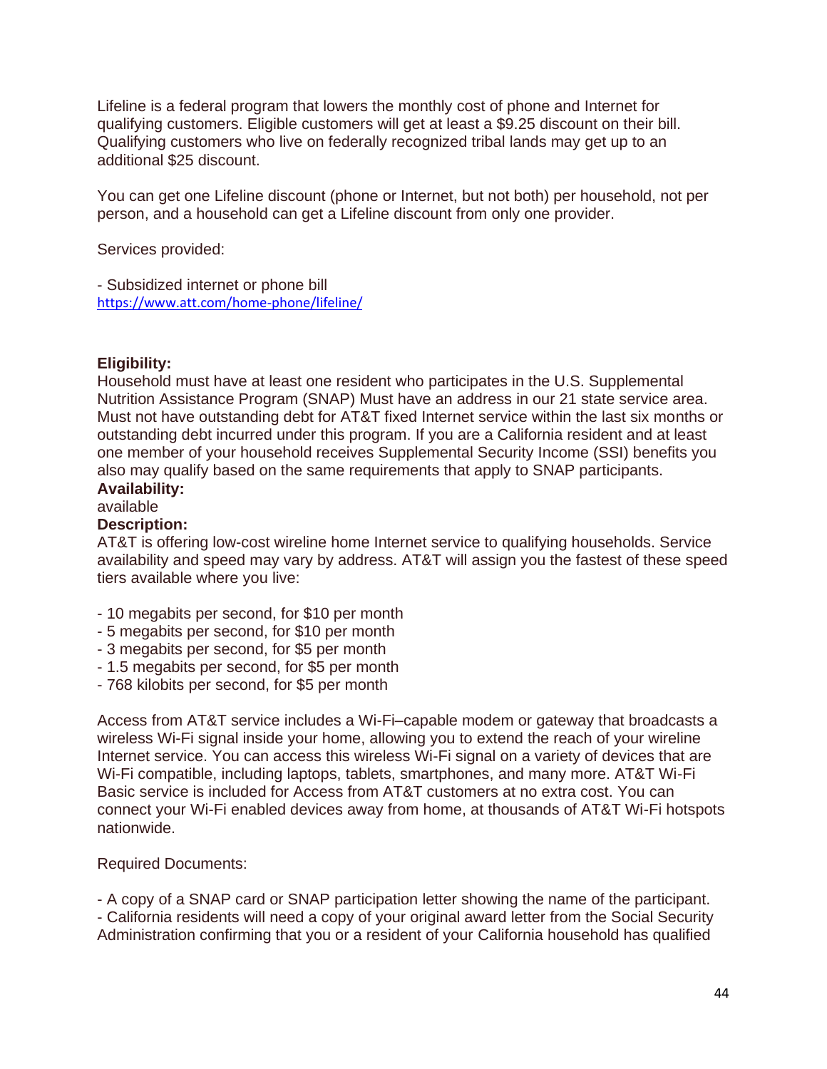Lifeline is a federal program that lowers the monthly cost of phone and Internet for qualifying customers. Eligible customers will get at least a $9.25 discount on their bill. Qualifying customers who live on federally recognized tribal lands may get up to an additional $25 discount.

You can get one Lifeline discount (phone or Internet, but not both) per household, not per person, and a household can get a Lifeline discount from only one provider.

Services provided:

- Subsidized internet or phone bill

https://www.att.com/home-phone/lifeline/

**Eligibility:**
Household must have at least one resident who participates in the U.S. Supplemental Nutrition Assistance Program (SNAP) Must have an address in our 21 state service area. Must not have outstanding debt for AT&T fixed Internet service within the last six months or outstanding debt incurred under this program. If you are a California resident and at least one member of your household receives Supplemental Security Income (SSI) benefits you also may qualify based on the same requirements that apply to SNAP participants.

**Availability:**
available

**Description:**
AT&T is offering low-cost wireline home Internet service to qualifying households. Service availability and speed may vary by address. AT&T will assign you the fastest of these speed tiers available where you live:

- 10 megabits per second, for $10 per month
- 5 megabits per second, for $10 per month
- 3 megabits per second, for $5 per month
- 1.5 megabits per second, for $5 per month
- 768 kilobits per second, for $5 per month

Access from AT&T service includes a Wi-Fi–capable modem or gateway that broadcasts a wireless Wi-Fi signal inside your home, allowing you to extend the reach of your wireline Internet service. You can access this wireless Wi-Fi signal on a variety of devices that are Wi-Fi compatible, including laptops, tablets, smartphones, and many more. AT&T Wi-Fi Basic service is included for Access from AT&T customers at no extra cost. You can connect your Wi-Fi enabled devices away from home, at thousands of AT&T Wi-Fi hotspots nationwide.

Required Documents:

- A copy of a SNAP card or SNAP participation letter showing the name of the participant.
- California residents will need a copy of your original award letter from the Social Security Administration confirming that you or a resident of your California household has qualified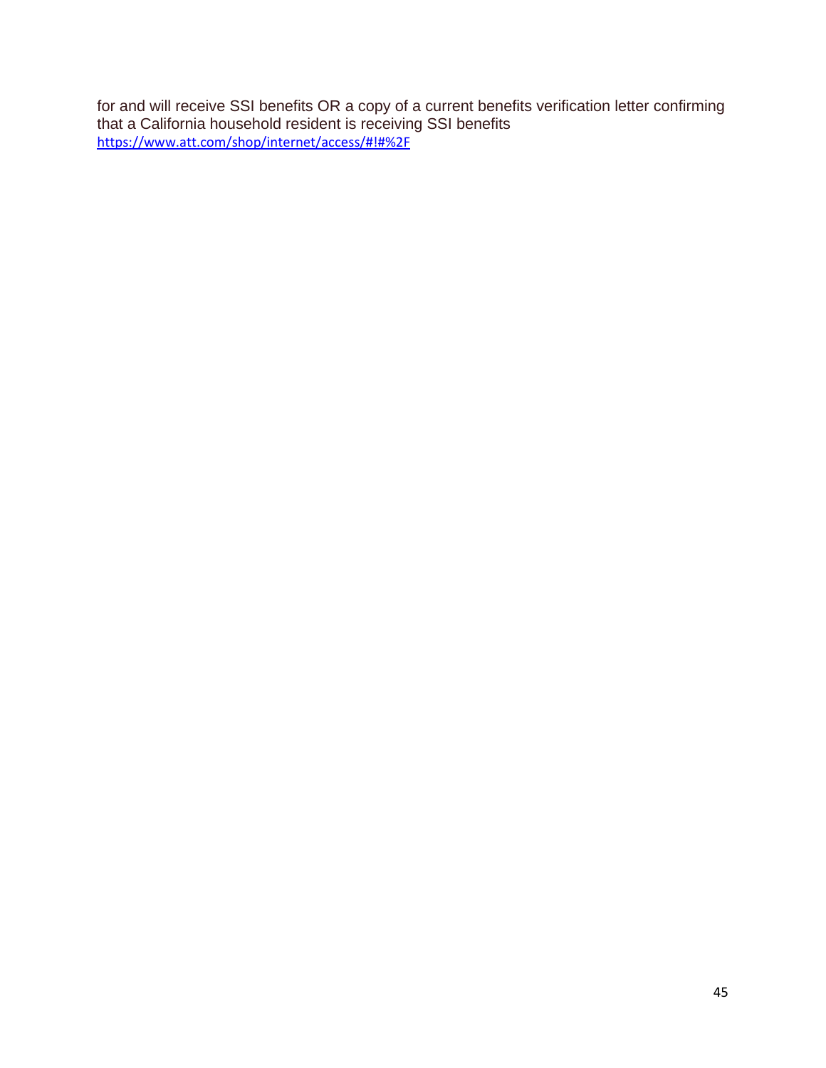for and will receive SSI benefits OR a copy of a current benefits verification letter confirming that a California household resident is receiving SSI benefits
https://www.att.com/shop/internet/access/#!#%2F